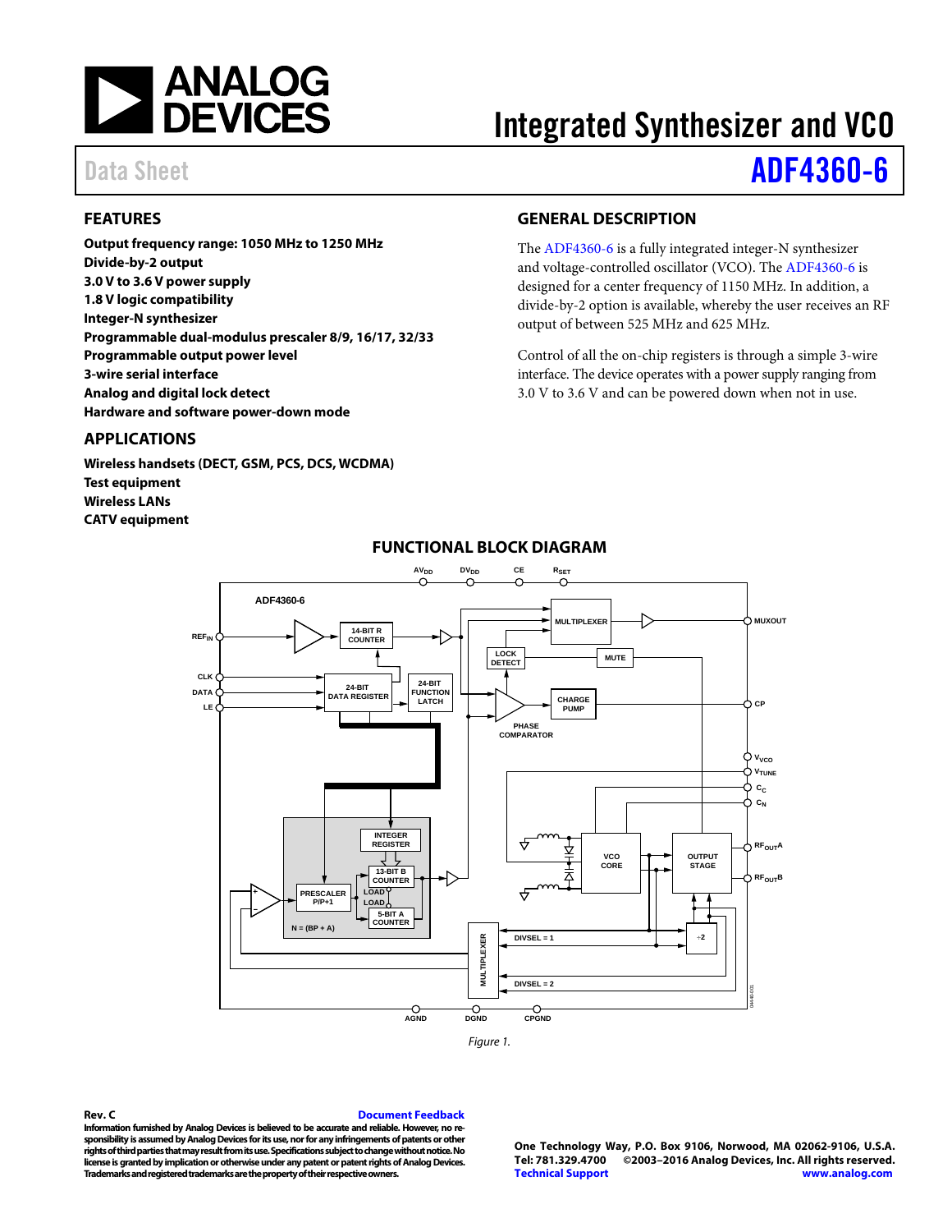# Integrated Synthesizer and VCO

Data Sheet **ADF4360-6**

## FEATURES

**Output frequency range: 1050 MHz to 1250 MHz**
**Divide-by-2 output**
**3.0 V to 3.6 V power supply**
**1.8 V logic compatibility**
**Integer-N synthesizer**
**Programmable dual-modulus prescaler 8/9, 16/17, 32/33**
**Programmable output power level**
**3-wire serial interface**
**Analog and digital lock detect**
**Hardware and software power-down mode**

## APPLICATIONS

**Wireless handsets (DECT, GSM, PCS, DCS, WCDMA)**
**Test equipment**
**Wireless LANs**
**CATV equipment**

## GENERAL DESCRIPTION

The ADF4360-6 is a fully integrated integer-N synthesizer and voltage-controlled oscillator (VCO). The ADF4360-6 is designed for a center frequency of 1150 MHz. In addition, a divide-by-2 option is available, whereby the user receives an RF output of between 525 MHz and 625 MHz.

Control of all the on-chip registers is through a simple 3-wire interface. The device operates with a power supply ranging from 3.0 V to 3.6 V and can be powered down when not in use.

## FUNCTIONAL BLOCK DIAGRAM

*Figure 1.*

**Rev. C** Document Feedback
**Information furnished by Analog Devices is believed to be accurate and reliable. However, no responsibility is assumed by Analog Devices for its use, nor for any infringements of patents or other rights of third parties that may result from its use. Specifications subject to change without notice. No license is granted by implication or otherwise under any patent or patent rights of Analog Devices. Trademarks and registered trademarks are the property of their respective owners.**

**One Technology Way, P.O. Box 9106, Norwood, MA 02062-9106, U.S.A.**
**Tel: 781.329.4700 ©2003–2016 Analog Devices, Inc. All rights reserved.**
**Technical Support www.analog.com**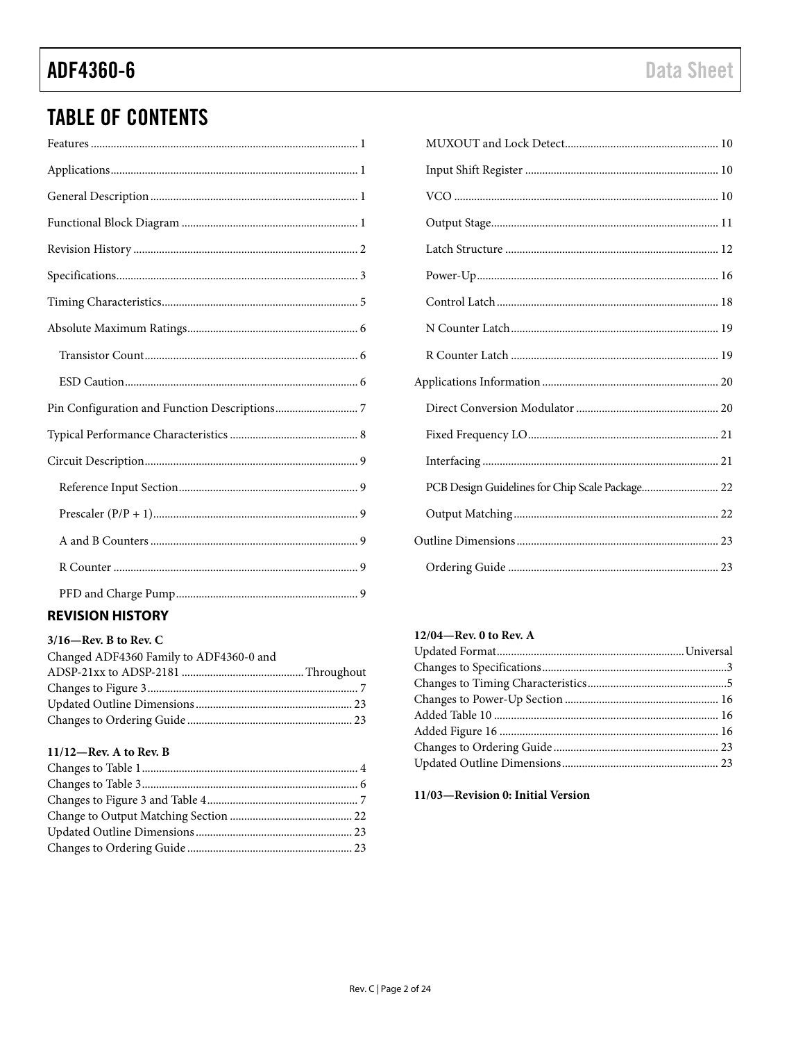## TABLE OF CONTENTS

Features .......... 1
Applications .......... 1
General Description .......... 1
Functional Block Diagram .......... 1
Revision History .......... 2
Specifications .......... 3
Timing Characteristics .......... 5
Absolute Maximum Ratings .......... 6
- Transistor Count .......... 6
- ESD Caution .......... 6

Pin Configuration and Function Descriptions .......... 7
Typical Performance Characteristics .......... 8
Circuit Description .......... 9
- Reference Input Section .......... 9
- Prescaler (P/P + 1) .......... 9
- A and B Counters .......... 9
- R Counter .......... 9
- PFD and Charge Pump .......... 9
- MUXOUT and Lock Detect .......... 10
- Input Shift Register .......... 10
- VCO .......... 10
- Output Stage .......... 11
- Latch Structure .......... 12
- Power-Up .......... 16
- Control Latch .......... 18
- N Counter Latch .......... 19
- R Counter Latch .......... 19

Applications Information .......... 20
- Direct Conversion Modulator .......... 20
- Fixed Frequency LO .......... 21
- Interfacing .......... 21
- PCB Design Guidelines for Chip Scale Package .......... 22
- Output Matching .......... 22

Outline Dimensions .......... 23
- Ordering Guide .......... 23

## REVISION HISTORY

**3/16—Rev. B to Rev. C**

Changed ADF4360 Family to ADF4360-0 and ADSP-21xx to ADSP-2181 .......... Throughout
Changes to Figure 3 .......... 7
Updated Outline Dimensions .......... 23
Changes to Ordering Guide .......... 23

**11/12—Rev. A to Rev. B**

Changes to Table 1 .......... 4
Changes to Table 3 .......... 6
Changes to Figure 3 and Table 4 .......... 7
Change to Output Matching Section .......... 22
Updated Outline Dimensions .......... 23
Changes to Ordering Guide .......... 23

**12/04—Rev. 0 to Rev. A**

Updated Format .......... Universal
Changes to Specifications .......... 3
Changes to Timing Characteristics .......... 5
Changes to Power-Up Section .......... 16
Added Table 10 .......... 16
Added Figure 16 .......... 16
Changes to Ordering Guide .......... 23
Updated Outline Dimensions .......... 23

**11/03—Revision 0: Initial Version**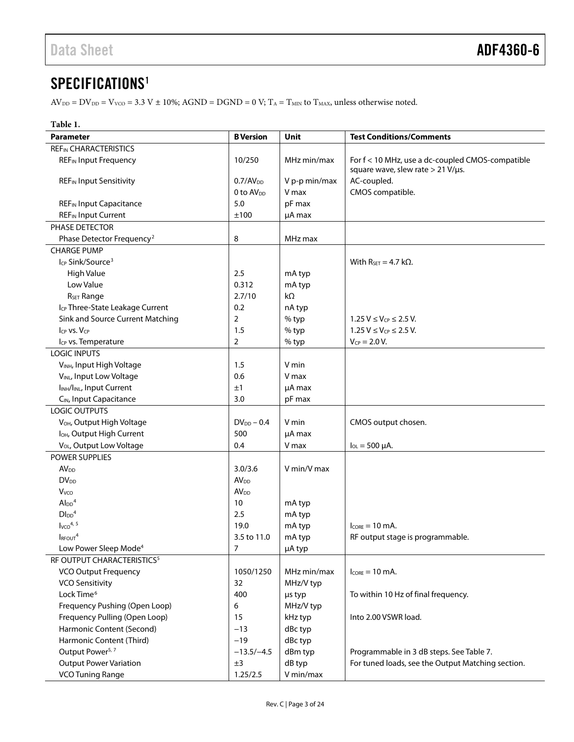## SPECIFICATIONS[1]

$AV_{DD} = DV_{DD} = V_{VCO} = 3.3\ V \pm 10\%$; AGND = DGND = 0 V; $T_A = T_{MIN}$ to $T_{MAX}$, unless otherwise noted.

**Table 1.**

| Parameter | B Version | Unit | Test Conditions/Comments |
|---|---|---|---|
| $REF_{IN}$ CHARACTERISTICS | | | |
| $REF_{IN}$ Input Frequency | 10/250 | MHz min/max | For f < 10 MHz, use a dc-coupled CMOS-compatible square wave, slew rate > 21 V/µs. |
| $REF_{IN}$ Input Sensitivity | $0.7/AV_{DD}$ | V p-p min/max | AC-coupled. |
| | 0 to $AV_{DD}$ | V max | CMOS compatible. |
| $REF_{IN}$ Input Capacitance | 5.0 | pF max | |
| $REF_{IN}$ Input Current | ±100 | µA max | |
| PHASE DETECTOR | | | |
| Phase Detector Frequency[2] | 8 | MHz max | |
| CHARGE PUMP | | | |
| $I_{CP}$ Sink/Source[3] | | | With $R_{SET}$ = 4.7 kΩ. |
| High Value | 2.5 | mA typ | |
| Low Value | 0.312 | mA typ | |
| $R_{SET}$ Range | 2.7/10 | kΩ | |
| $I_{CP}$ Three-State Leakage Current | 0.2 | nA typ | |
| Sink and Source Current Matching | 2 | % typ | $1.25\ V \leq V_{CP} \leq 2.5\ V$. |
| $I_{CP}$ vs. $V_{CP}$ | 1.5 | % typ | $1.25\ V \leq V_{CP} \leq 2.5\ V$. |
| $I_{CP}$ vs. Temperature | 2 | % typ | $V_{CP} = 2.0\ V$. |
| LOGIC INPUTS | | | |
| $V_{INH}$, Input High Voltage | 1.5 | V min | |
| $V_{INL}$, Input Low Voltage | 0.6 | V max | |
| $I_{INH}/I_{INL}$, Input Current | ±1 | µA max | |
| $C_{IN}$, Input Capacitance | 3.0 | pF max | |
| LOGIC OUTPUTS | | | |
| $V_{OH}$, Output High Voltage | $DV_{DD} - 0.4$ | V min | CMOS output chosen. |
| $I_{OH}$, Output High Current | 500 | µA max | |
| $V_{OL}$, Output Low Voltage | 0.4 | V max | $I_{OL}$ = 500 µA. |
| POWER SUPPLIES | | | |
| $AV_{DD}$ | 3.0/3.6 | V min/V max | |
| $DV_{DD}$ | $AV_{DD}$ | | |
| $V_{VCO}$ | $AV_{DD}$ | | |
| $AI_{DD}$[4] | 10 | mA typ | |
| $DI_{DD}$[4] | 2.5 | mA typ | |
| $I_{VCO}$[4, 5] | 19.0 | mA typ | $I_{CORE}$ = 10 mA. |
| $I_{RFOUT}$[4] | 3.5 to 11.0 | mA typ | RF output stage is programmable. |
| Low Power Sleep Mode[4] | 7 | µA typ | |
| RF OUTPUT CHARACTERISTICS[5] | | | |
| VCO Output Frequency | 1050/1250 | MHz min/max | $I_{CORE}$ = 10 mA. |
| VCO Sensitivity | 32 | MHz/V typ | |
| Lock Time[6] | 400 | µs typ | To within 10 Hz of final frequency. |
| Frequency Pushing (Open Loop) | 6 | MHz/V typ | |
| Frequency Pulling (Open Loop) | 15 | kHz typ | Into 2.00 VSWR load. |
| Harmonic Content (Second) | −13 | dBc typ | |
| Harmonic Content (Third) | −19 | dBc typ | |
| Output Power[5, 7] | −13.5/−4.5 | dBm typ | Programmable in 3 dB steps. See Table 7. |
| Output Power Variation | ±3 | dB typ | For tuned loads, see the Output Matching section. |
| VCO Tuning Range | 1.25/2.5 | V min/max | |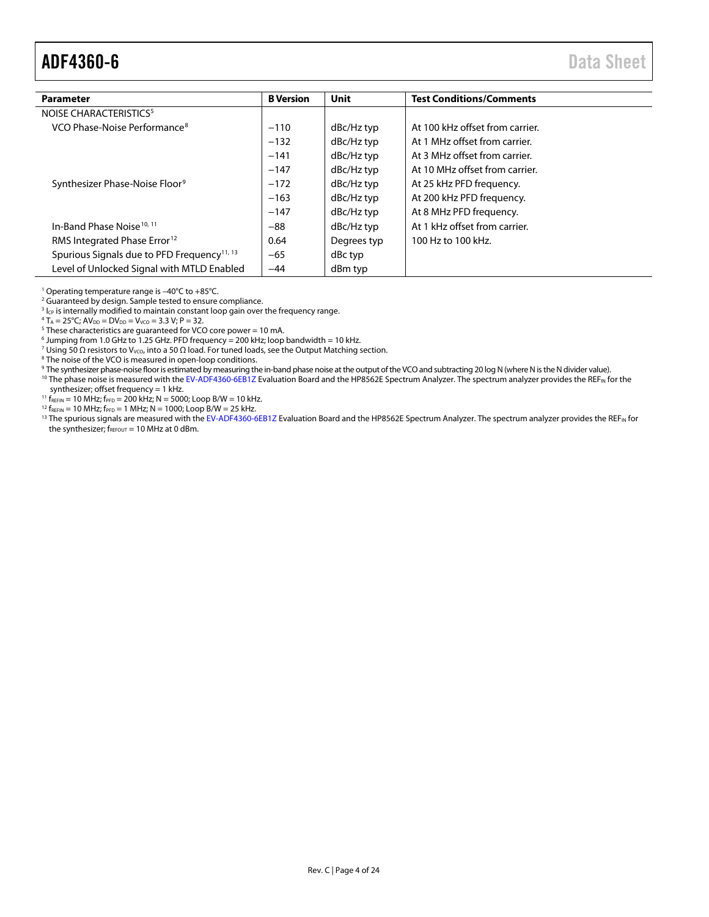| Parameter | B Version | Unit | Test Conditions/Comments |
|---|---|---|---|
| NOISE CHARACTERISTICS[5] | | | |
| VCO Phase-Noise Performance[8] | −110 | dBc/Hz typ | At 100 kHz offset from carrier. |
| | −132 | dBc/Hz typ | At 1 MHz offset from carrier. |
| | −141 | dBc/Hz typ | At 3 MHz offset from carrier. |
| | −147 | dBc/Hz typ | At 10 MHz offset from carrier. |
| Synthesizer Phase-Noise Floor[9] | −172 | dBc/Hz typ | At 25 kHz PFD frequency. |
| | −163 | dBc/Hz typ | At 200 kHz PFD frequency. |
| | −147 | dBc/Hz typ | At 8 MHz PFD frequency. |
| In-Band Phase Noise[10, 11] | −88 | dBc/Hz typ | At 1 kHz offset from carrier. |
| RMS Integrated Phase Error[12] | 0.64 | Degrees typ | 100 Hz to 100 kHz. |
| Spurious Signals due to PFD Frequency[11, 13] | −65 | dBc typ | |
| Level of Unlocked Signal with MTLD Enabled | −44 | dBm typ | |

[1] Operating temperature range is −40°C to +85°C.
[2] Guaranteed by design. Sample tested to ensure compliance.
[3] $I_{CP}$ is internally modified to maintain constant loop gain over the frequency range.
[4] $T_A$ = 25°C; $AV_{DD} = DV_{DD} = V_{VCO}$ = 3.3 V; P = 32.
[5] These characteristics are guaranteed for VCO core power = 10 mA.
[6] Jumping from 1.0 GHz to 1.25 GHz. PFD frequency = 200 kHz; loop bandwidth = 10 kHz.
[7] Using 50 Ω resistors to $V_{VCO}$, into a 50 Ω load. For tuned loads, see the Output Matching section.
[8] The noise of the VCO is measured in open-loop conditions.
[9] The synthesizer phase-noise floor is estimated by measuring the in-band phase noise at the output of the VCO and subtracting 20 log N (where N is the N divider value).
[10] The phase noise is measured with the EV-ADF4360-6EB1Z Evaluation Board and the HP8562E Spectrum Analyzer. The spectrum analyzer provides the $REF_{IN}$ for the synthesizer; offset frequency = 1 kHz.
[11] $f_{REFIN}$ = 10 MHz; $f_{PFD}$ = 200 kHz; N = 5000; Loop B/W = 10 kHz.
[12] $f_{REFIN}$ = 10 MHz; $f_{PFD}$ = 1 MHz; N = 1000; Loop B/W = 25 kHz.
[13] The spurious signals are measured with the EV-ADF4360-6EB1Z Evaluation Board and the HP8562E Spectrum Analyzer. The spectrum analyzer provides the $REF_{IN}$ for the synthesizer; $f_{REFOUT}$ = 10 MHz at 0 dBm.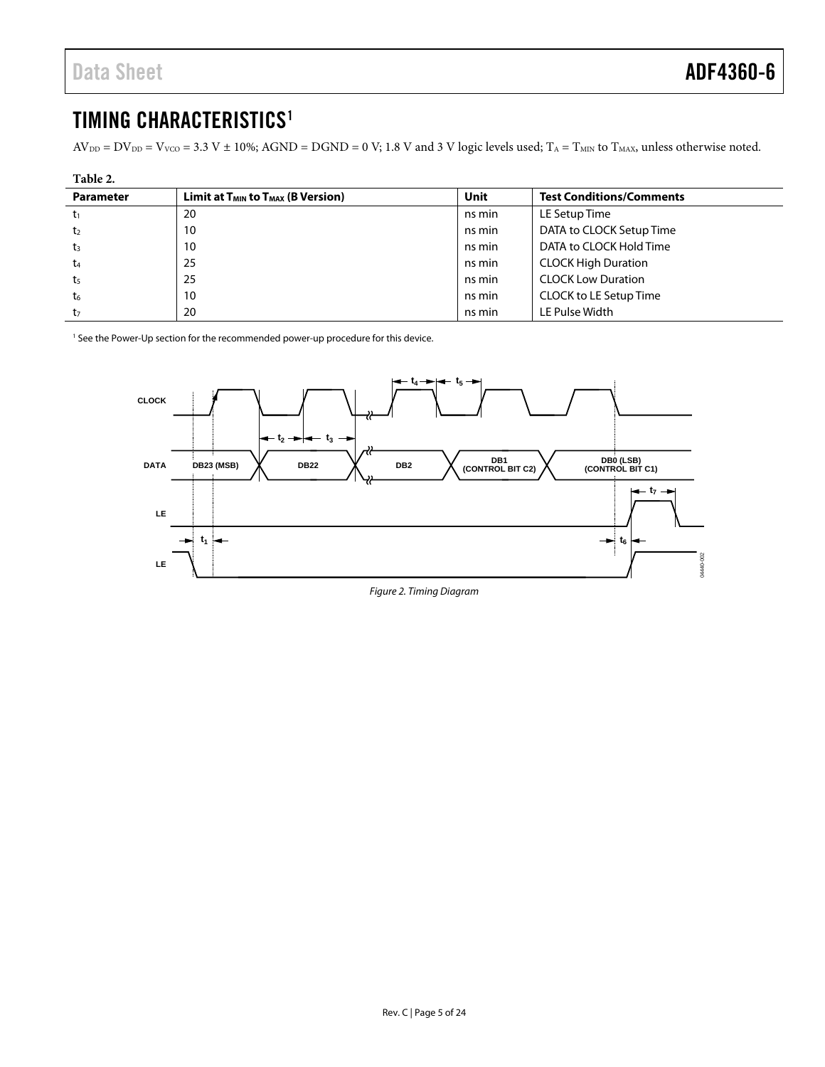# TIMING CHARACTERISTICS[1]

$AV_{DD} = DV_{DD} = V_{VCO} = 3.3\ V \pm 10\%$; AGND = DGND = 0 V; 1.8 V and 3 V logic levels used; $T_A = T_{MIN}$ to $T_{MAX}$, unless otherwise noted.

**Table 2.**

| Parameter | Limit at $T_{MIN}$ to $T_{MAX}$ (B Version) | Unit | Test Conditions/Comments |
|---|---|---|---|
| $t_1$ | 20 | ns min | LE Setup Time |
| $t_2$ | 10 | ns min | DATA to CLOCK Setup Time |
| $t_3$ | 10 | ns min | DATA to CLOCK Hold Time |
| $t_4$ | 25 | ns min | CLOCK High Duration |
| $t_5$ | 25 | ns min | CLOCK Low Duration |
| $t_6$ | 10 | ns min | CLOCK to LE Setup Time |
| $t_7$ | 20 | ns min | LE Pulse Width |

[1] See the Power-Up section for the recommended power-up procedure for this device.

*Figure 2. Timing Diagram*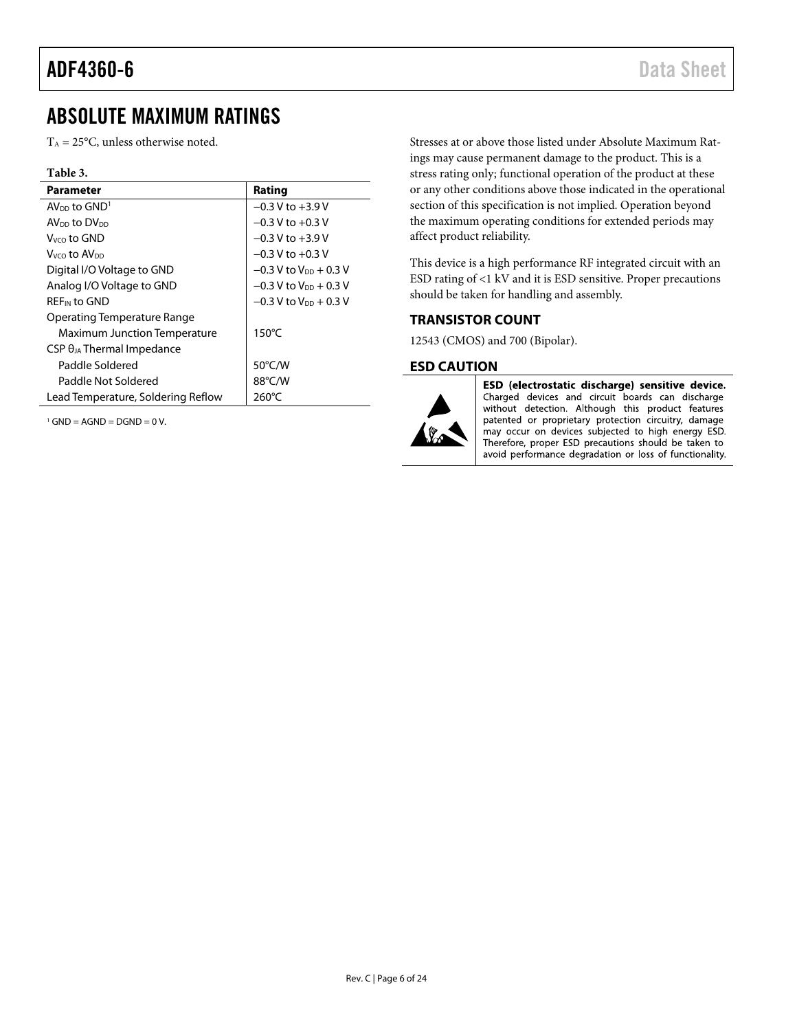## ABSOLUTE MAXIMUM RATINGS

$T_A$ = 25°C, unless otherwise noted.

**Table 3.**

| Parameter | Rating |
|---|---|
| $AV_{DD}$ to GND[1] | −0.3 V to +3.9 V |
| $AV_{DD}$ to $DV_{DD}$ | −0.3 V to +0.3 V |
| $V_{VCO}$ to GND | −0.3 V to +3.9 V |
| $V_{VCO}$ to $AV_{DD}$ | −0.3 V to +0.3 V |
| Digital I/O Voltage to GND | −0.3 V to $V_{DD}$ + 0.3 V |
| Analog I/O Voltage to GND | −0.3 V to $V_{DD}$ + 0.3 V |
| $REF_{IN}$ to GND | −0.3 V to $V_{DD}$ + 0.3 V |
| Operating Temperature Range | |
| Maximum Junction Temperature | 150°C |
| CSP $\theta_{JA}$ Thermal Impedance | |
| Paddle Soldered | 50°C/W |
| Paddle Not Soldered | 88°C/W |
| Lead Temperature, Soldering Reflow | 260°C |

[1] GND = AGND = DGND = 0 V.

Stresses at or above those listed under Absolute Maximum Ratings may cause permanent damage to the product. This is a stress rating only; functional operation of the product at these or any other conditions above those indicated in the operational section of this specification is not implied. Operation beyond the maximum operating conditions for extended periods may affect product reliability.

This device is a high performance RF integrated circuit with an ESD rating of <1 kV and it is ESD sensitive. Proper precautions should be taken for handling and assembly.

### TRANSISTOR COUNT

12543 (CMOS) and 700 (Bipolar).

### ESD CAUTION

**ESD (electrostatic discharge) sensitive device.** Charged devices and circuit boards can discharge without detection. Although this product features patented or proprietary protection circuitry, damage may occur on devices subjected to high energy ESD. Therefore, proper ESD precautions should be taken to avoid performance degradation or loss of functionality.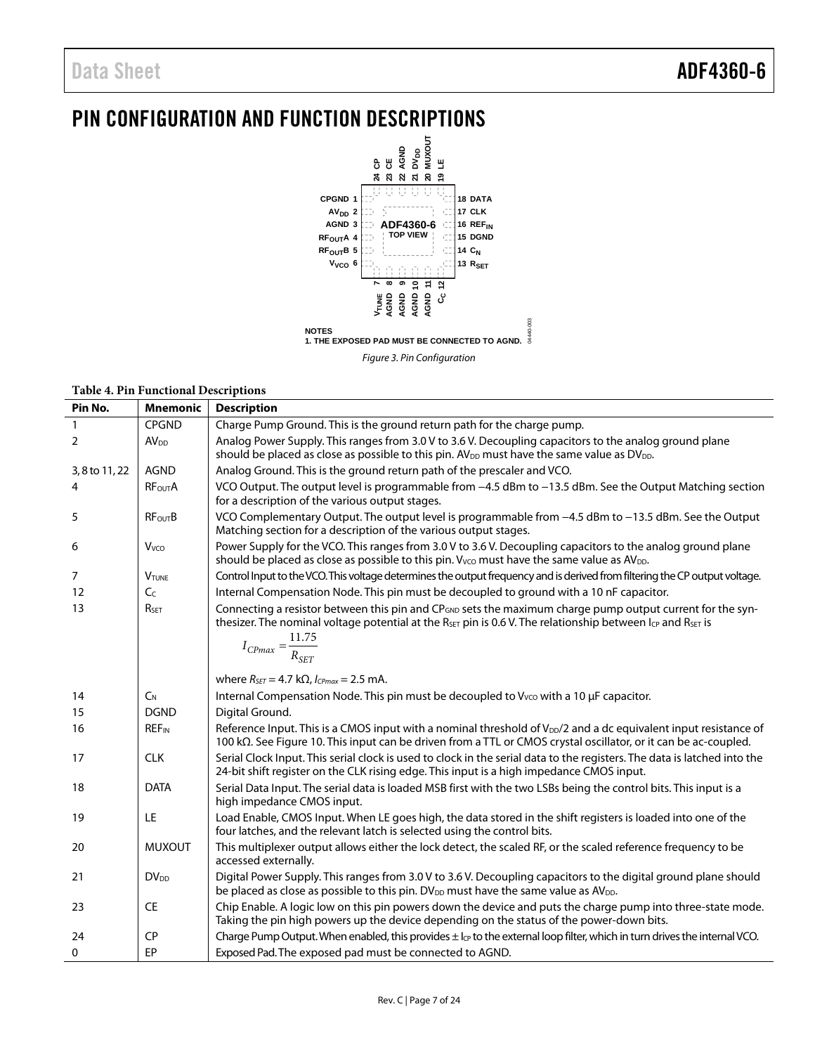# PIN CONFIGURATION AND FUNCTION DESCRIPTIONS

NOTES
1. THE EXPOSED PAD MUST BE CONNECTED TO AGND.

Figure 3. Pin Configuration

**Table 4. Pin Functional Descriptions**

| Pin No. | Mnemonic | Description |
|---|---|---|
| 1 | CPGND | Charge Pump Ground. This is the ground return path for the charge pump. |
| 2 | $AV_{DD}$ | Analog Power Supply. This ranges from 3.0 V to 3.6 V. Decoupling capacitors to the analog ground plane should be placed as close as possible to this pin. $AV_{DD}$ must have the same value as $DV_{DD}$. |
| 3, 8 to 11, 22 | AGND | Analog Ground. This is the ground return path of the prescaler and VCO. |
| 4 | $RF_{OUT}A$ | VCO Output. The output level is programmable from −4.5 dBm to −13.5 dBm. See the Output Matching section for a description of the various output stages. |
| 5 | $RF_{OUT}B$ | VCO Complementary Output. The output level is programmable from −4.5 dBm to −13.5 dBm. See the Output Matching section for a description of the various output stages. |
| 6 | $V_{VCO}$ | Power Supply for the VCO. This ranges from 3.0 V to 3.6 V. Decoupling capacitors to the analog ground plane should be placed as close as possible to this pin. $V_{VCO}$ must have the same value as $AV_{DD}$. |
| 7 | $V_{TUNE}$ | Control Input to the VCO. This voltage determines the output frequency and is derived from filtering the CP output voltage. |
| 12 | $C_C$ | Internal Compensation Node. This pin must be decoupled to ground with a 10 nF capacitor. |
| 13 | $R_{SET}$ | Connecting a resistor between this pin and $CP_{GND}$ sets the maximum charge pump output current for the synthesizer. The nominal voltage potential at the $R_{SET}$ pin is 0.6 V. The relationship between $I_{CP}$ and $R_{SET}$ is $I_{CPmax} = \frac{11.75}{R_{SET}}$ where $R_{SET}$ = 4.7 kΩ, $I_{CPmax}$ = 2.5 mA. |
| 14 | $C_N$ | Internal Compensation Node. This pin must be decoupled to $V_{VCO}$ with a 10 μF capacitor. |
| 15 | DGND | Digital Ground. |
| 16 | $REF_{IN}$ | Reference Input. This is a CMOS input with a nominal threshold of $V_{DD}/2$ and a dc equivalent input resistance of 100 kΩ. See Figure 10. This input can be driven from a TTL or CMOS crystal oscillator, or it can be ac-coupled. |
| 17 | CLK | Serial Clock Input. This serial clock is used to clock in the serial data to the registers. The data is latched into the 24-bit shift register on the CLK rising edge. This input is a high impedance CMOS input. |
| 18 | DATA | Serial Data Input. The serial data is loaded MSB first with the two LSBs being the control bits. This input is a high impedance CMOS input. |
| 19 | LE | Load Enable, CMOS Input. When LE goes high, the data stored in the shift registers is loaded into one of the four latches, and the relevant latch is selected using the control bits. |
| 20 | MUXOUT | This multiplexer output allows either the lock detect, the scaled RF, or the scaled reference frequency to be accessed externally. |
| 21 | $DV_{DD}$ | Digital Power Supply. This ranges from 3.0 V to 3.6 V. Decoupling capacitors to the digital ground plane should be placed as close as possible to this pin. $DV_{DD}$ must have the same value as $AV_{DD}$. |
| 23 | CE | Chip Enable. A logic low on this pin powers down the device and puts the charge pump into three-state mode. Taking the pin high powers up the device depending on the status of the power-down bits. |
| 24 | CP | Charge Pump Output. When enabled, this provides ± $I_{CP}$ to the external loop filter, which in turn drives the internal VCO. |
| 0 | EP | Exposed Pad. The exposed pad must be connected to AGND. |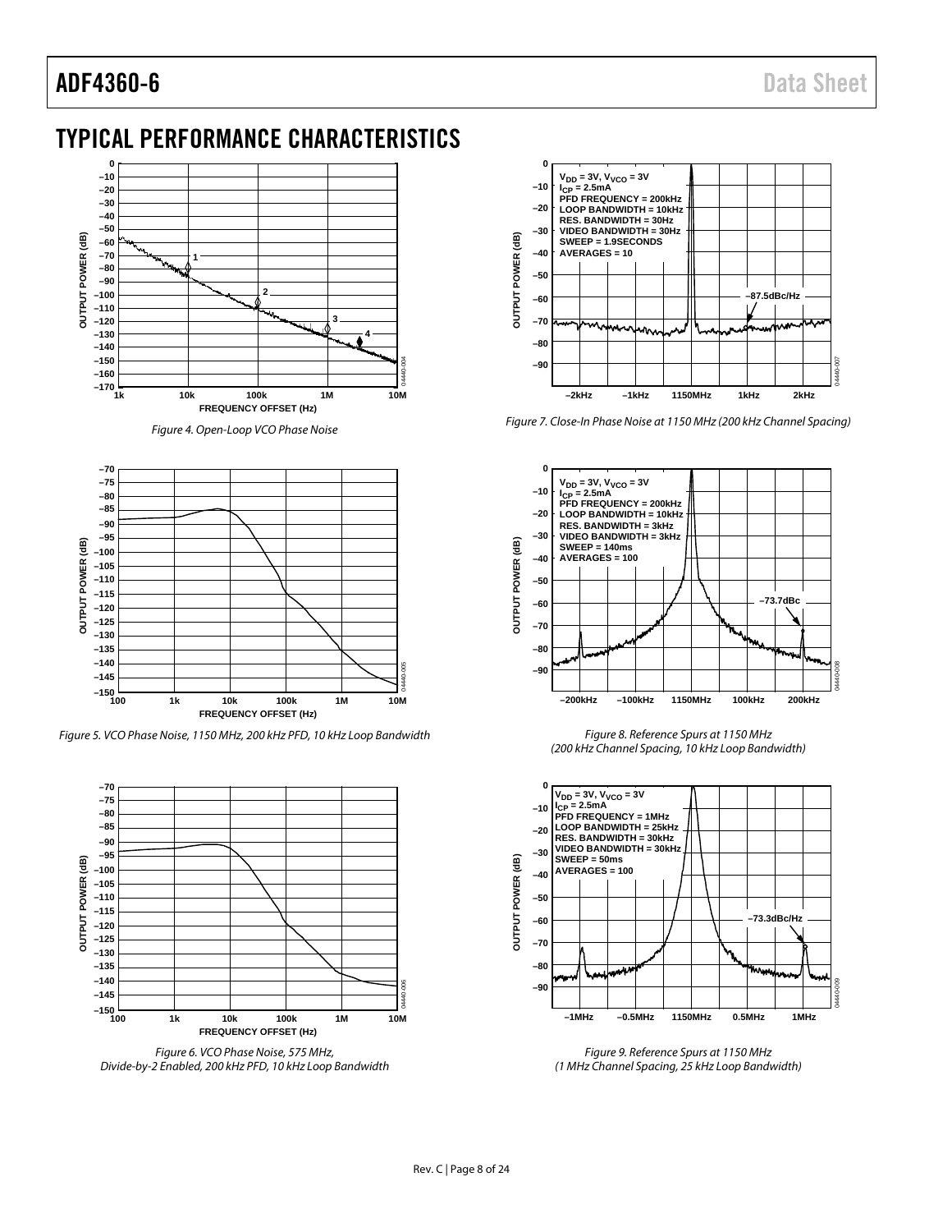## TYPICAL PERFORMANCE CHARACTERISTICS

*Figure 4. Open-Loop VCO Phase Noise*

*Figure 5. VCO Phase Noise, 1150 MHz, 200 kHz PFD, 10 kHz Loop Bandwidth*

*Figure 6. VCO Phase Noise, 575 MHz, Divide-by-2 Enabled, 200 kHz PFD, 10 kHz Loop Bandwidth*

*Figure 7. Close-In Phase Noise at 1150 MHz (200 kHz Channel Spacing)*

*Figure 8. Reference Spurs at 1150 MHz (200 kHz Channel Spacing, 10 kHz Loop Bandwidth)*

*Figure 9. Reference Spurs at 1150 MHz (1 MHz Channel Spacing, 25 kHz Loop Bandwidth)*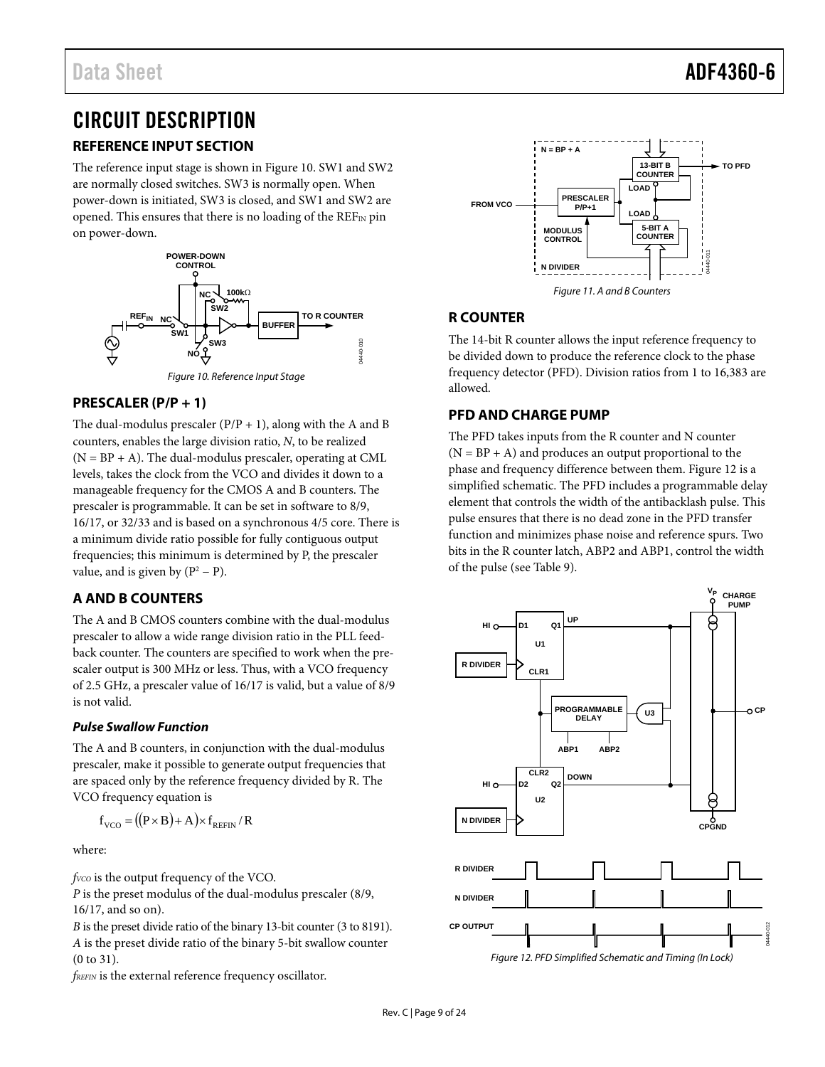# CIRCUIT DESCRIPTION

## REFERENCE INPUT SECTION

The reference input stage is shown in Figure 10. SW1 and SW2 are normally closed switches. SW3 is normally open. When power-down is initiated, SW3 is closed, and SW1 and SW2 are opened. This ensures that there is no loading of the $REF_{IN}$ pin on power-down.

Figure 10. Reference Input Stage

## PRESCALER (P/P + 1)

The dual-modulus prescaler (P/P + 1), along with the A and B counters, enables the large division ratio, *N*, to be realized (N = BP + A). The dual-modulus prescaler, operating at CML levels, takes the clock from the VCO and divides it down to a manageable frequency for the CMOS A and B counters. The prescaler is programmable. It can be set in software to 8/9, 16/17, or 32/33 and is based on a synchronous 4/5 core. There is a minimum divide ratio possible for fully contiguous output frequencies; this minimum is determined by P, the prescaler value, and is given by ($P^2 - P$).

## A AND B COUNTERS

The A and B CMOS counters combine with the dual-modulus prescaler to allow a wide range division ratio in the PLL feedback counter. The counters are specified to work when the prescaler output is 300 MHz or less. Thus, with a VCO frequency of 2.5 GHz, a prescaler value of 16/17 is valid, but a value of 8/9 is not valid.

### *Pulse Swallow Function*

The A and B counters, in conjunction with the dual-modulus prescaler, make it possible to generate output frequencies that are spaced only by the reference frequency divided by R. The VCO frequency equation is

$$f_{VCO} = ((P \times B) + A) \times f_{REFIN} / R$$

where:

$f_{VCO}$ is the output frequency of the VCO.
*P* is the preset modulus of the dual-modulus prescaler (8/9, 16/17, and so on).
*B* is the preset divide ratio of the binary 13-bit counter (3 to 8191).
*A* is the preset divide ratio of the binary 5-bit swallow counter (0 to 31).
$f_{REFIN}$ is the external reference frequency oscillator.

Figure 11. A and B Counters

## R COUNTER

The 14-bit R counter allows the input reference frequency to be divided down to produce the reference clock to the phase frequency detector (PFD). Division ratios from 1 to 16,383 are allowed.

## PFD AND CHARGE PUMP

The PFD takes inputs from the R counter and N counter (N = BP + A) and produces an output proportional to the phase and frequency difference between them. Figure 12 is a simplified schematic. The PFD includes a programmable delay element that controls the width of the antibacklash pulse. This pulse ensures that there is no dead zone in the PFD transfer function and minimizes phase noise and reference spurs. Two bits in the R counter latch, ABP2 and ABP1, control the width of the pulse (see Table 9).

Figure 12. PFD Simplified Schematic and Timing (In Lock)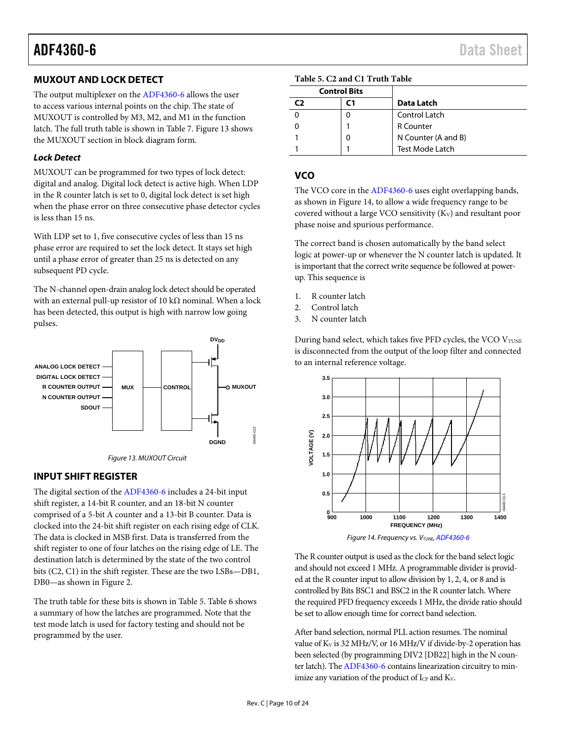## MUXOUT AND LOCK DETECT

The output multiplexer on the ADF4360-6 allows the user to access various internal points on the chip. The state of MUXOUT is controlled by M3, M2, and M1 in the function latch. The full truth table is shown in Table 7. Figure 13 shows the MUXOUT section in block diagram form.

### Lock Detect

MUXOUT can be programmed for two types of lock detect: digital and analog. Digital lock detect is active high. When LDP in the R counter latch is set to 0, digital lock detect is set high when the phase error on three consecutive phase detector cycles is less than 15 ns.

With LDP set to 1, five consecutive cycles of less than 15 ns phase error are required to set the lock detect. It stays set high until a phase error of greater than 25 ns is detected on any subsequent PD cycle.

The N-channel open-drain analog lock detect should be operated with an external pull-up resistor of 10 kΩ nominal. When a lock has been detected, this output is high with narrow low going pulses.

*Figure 13. MUXOUT Circuit*

## INPUT SHIFT REGISTER

The digital section of the ADF4360-6 includes a 24-bit input shift register, a 14-bit R counter, and an 18-bit N counter comprised of a 5-bit A counter and a 13-bit B counter. Data is clocked into the 24-bit shift register on each rising edge of CLK. The data is clocked in MSB first. Data is transferred from the shift register to one of four latches on the rising edge of LE. The destination latch is determined by the state of the two control bits (C2, C1) in the shift register. These are the two LSBs—DB1, DB0—as shown in Figure 2.

The truth table for these bits is shown in Table 5. Table 6 shows a summary of how the latches are programmed. Note that the test mode latch is used for factory testing and should not be programmed by the user.

**Table 5. C2 and C1 Truth Table**

| Control Bits | | |
|---|---|---|
| C2 | C1 | Data Latch |
| 0 | 0 | Control Latch |
| 0 | 1 | R Counter |
| 1 | 0 | N Counter (A and B) |
| 1 | 1 | Test Mode Latch |

## VCO

The VCO core in the ADF4360-6 uses eight overlapping bands, as shown in Figure 14, to allow a wide frequency range to be covered without a large VCO sensitivity ($K_V$) and resultant poor phase noise and spurious performance.

The correct band is chosen automatically by the band select logic at power-up or whenever the N counter latch is updated. It is important that the correct write sequence be followed at power-up. This sequence is

1. R counter latch
2. Control latch
3. N counter latch

During band select, which takes five PFD cycles, the VCO $V_{TUNE}$ is disconnected from the output of the loop filter and connected to an internal reference voltage.

*Figure 14. Frequency vs. $V_{TUNE}$, ADF4360-6*

The R counter output is used as the clock for the band select logic and should not exceed 1 MHz. A programmable divider is provided at the R counter input to allow division by 1, 2, 4, or 8 and is controlled by Bits BSC1 and BSC2 in the R counter latch. Where the required PFD frequency exceeds 1 MHz, the divide ratio should be set to allow enough time for correct band selection.

After band selection, normal PLL action resumes. The nominal value of $K_V$ is 32 MHz/V, or 16 MHz/V if divide-by-2 operation has been selected (by programming DIV2 [DB22] high in the N counter latch). The ADF4360-6 contains linearization circuitry to minimize any variation of the product of $I_{CP}$ and $K_V$.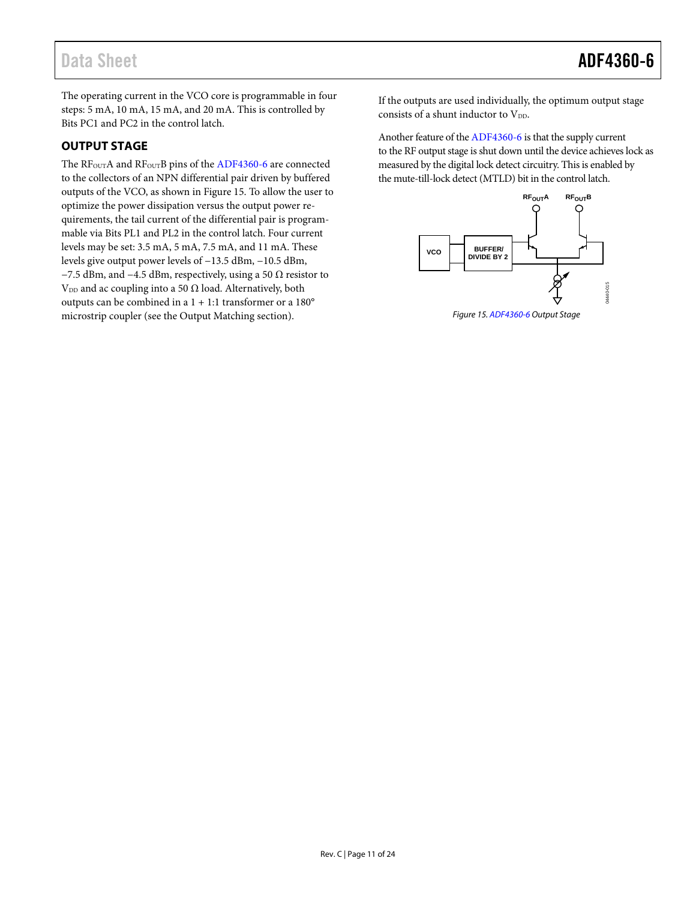The operating current in the VCO core is programmable in four steps: 5 mA, 10 mA, 15 mA, and 20 mA. This is controlled by Bits PC1 and PC2 in the control latch.

## OUTPUT STAGE

The $RF_{OUT}A$ and $RF_{OUT}B$ pins of the ADF4360-6 are connected to the collectors of an NPN differential pair driven by buffered outputs of the VCO, as shown in Figure 15. To allow the user to optimize the power dissipation versus the output power requirements, the tail current of the differential pair is programmable via Bits PL1 and PL2 in the control latch. Four current levels may be set: 3.5 mA, 5 mA, 7.5 mA, and 11 mA. These levels give output power levels of −13.5 dBm, −10.5 dBm, −7.5 dBm, and −4.5 dBm, respectively, using a 50 Ω resistor to $V_{DD}$ and ac coupling into a 50 Ω load. Alternatively, both outputs can be combined in a 1 + 1:1 transformer or a 180° microstrip coupler (see the Output Matching section).

If the outputs are used individually, the optimum output stage consists of a shunt inductor to $V_{DD}$.

Another feature of the ADF4360-6 is that the supply current to the RF output stage is shut down until the device achieves lock as measured by the digital lock detect circuitry. This is enabled by the mute-till-lock detect (MTLD) bit in the control latch.

*Figure 15. ADF4360-6 Output Stage*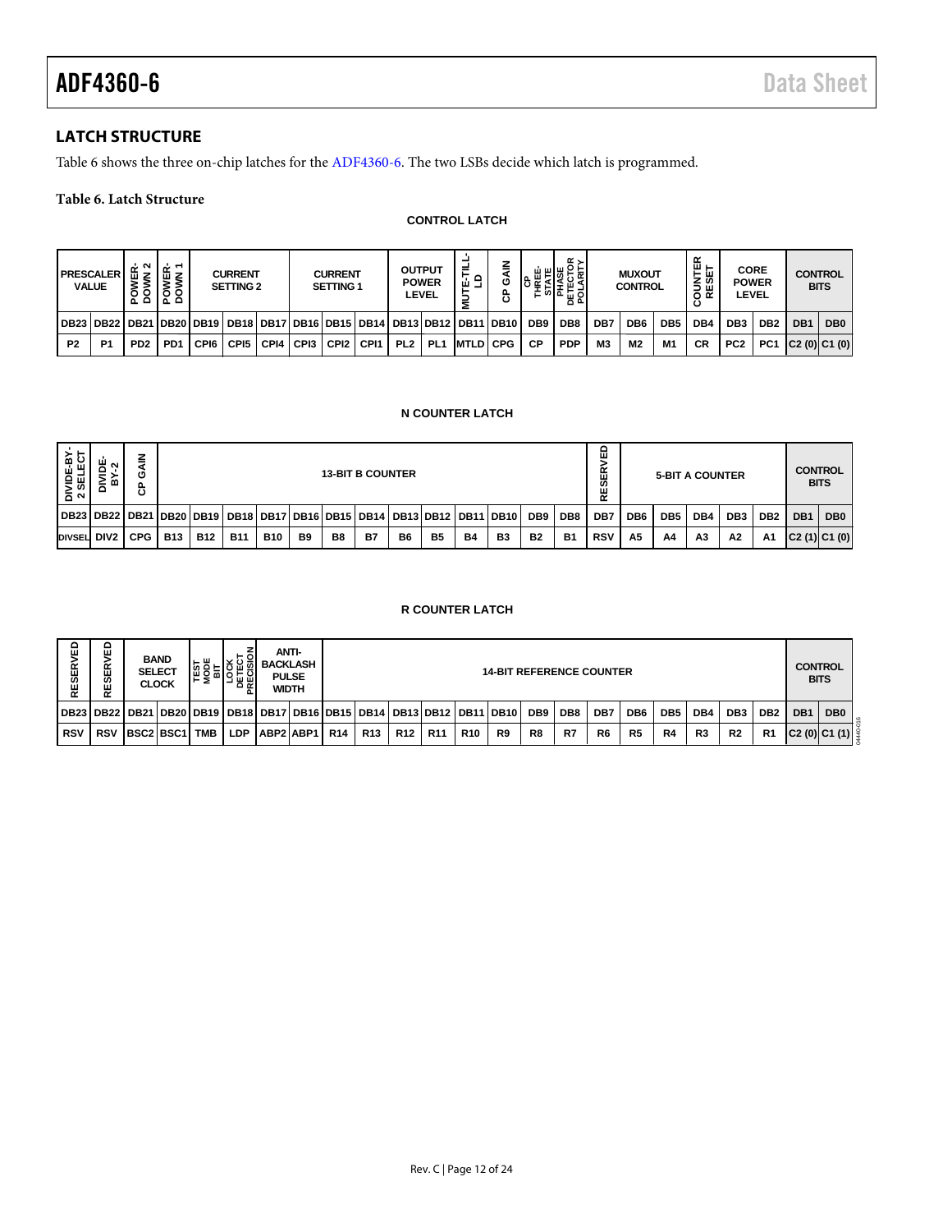## LATCH STRUCTURE

Table 6 shows the three on-chip latches for the ADF4360-6. The two LSBs decide which latch is programmed.

**Table 6. Latch Structure**

**CONTROL LATCH**

| PRESCALER VALUE | | POWER-DOWN 2 | POWER-DOWN 1 | CURRENT SETTING 2 | | | CURRENT SETTING 1 | | | OUTPUT POWER LEVEL | | MUTE-TILL-LD | CP GAIN | CP THREE-STATE | PHASE DETECTOR POLARITY | MUXOUT CONTROL | | | COUNTER RESET | CORE POWER LEVEL | | CONTROL BITS | |
|---|---|---|---|---|---|---|---|---|---|---|---|---|---|---|---|---|---|---|---|---|---|---|---|
| DB23 | DB22 | DB21 | DB20 | DB19 | DB18 | DB17 | DB16 | DB15 | DB14 | DB13 | DB12 | DB11 | DB10 | DB9 | DB8 | DB7 | DB6 | DB5 | DB4 | DB3 | DB2 | DB1 | DB0 |
| P2 | P1 | PD2 | PD1 | CPI6 | CPI5 | CPI4 | CPI3 | CPI2 | CPI1 | PL2 | PL1 | MTLD | CPG | CP | PDP | M3 | M2 | M1 | CR | PC2 | PC1 | C2 (0) | C1 (0) |

**N COUNTER LATCH**

| DIVIDE-BY-2 SELECT | DIVIDE-BY-2 | CP GAIN | 13-BIT B COUNTER | | | | | | | | | | | | | RESERVED | 5-BIT A COUNTER | | | | | CONTROL BITS | |
|---|---|---|---|---|---|---|---|---|---|---|---|---|---|---|---|---|---|---|---|---|---|---|---|
| DB23 | DB22 | DB21 | DB20 | DB19 | DB18 | DB17 | DB16 | DB15 | DB14 | DB13 | DB12 | DB11 | DB10 | DB9 | DB8 | DB7 | DB6 | DB5 | DB4 | DB3 | DB2 | DB1 | DB0 |
| DIVSEL | DIV2 | CPG | B13 | B12 | B11 | B10 | B9 | B8 | B7 | B6 | B5 | B4 | B3 | B2 | B1 | RSV | A5 | A4 | A3 | A2 | A1 | C2 (1) | C1 (0) |

**R COUNTER LATCH**

| RESERVED | RESERVED | BAND SELECT CLOCK | | TEST MODE BIT | LOCK DETECT PRECISION | ANTI-BACKLASH PULSE WIDTH | | 14-BIT REFERENCE COUNTER | | | | | | | | | | | | | | CONTROL BITS | |
|---|---|---|---|---|---|---|---|---|---|---|---|---|---|---|---|---|---|---|---|---|---|---|---|
| DB23 | DB22 | DB21 | DB20 | DB19 | DB18 | DB17 | DB16 | DB15 | DB14 | DB13 | DB12 | DB11 | DB10 | DB9 | DB8 | DB7 | DB6 | DB5 | DB4 | DB3 | DB2 | DB1 | DB0 |
| RSV | RSV | BSC2 | BSC1 | TMB | LDP | ABP2 | ABP1 | R14 | R13 | R12 | R11 | R10 | R9 | R8 | R7 | R6 | R5 | R4 | R3 | R2 | R1 | C2 (0) | C1 (1) |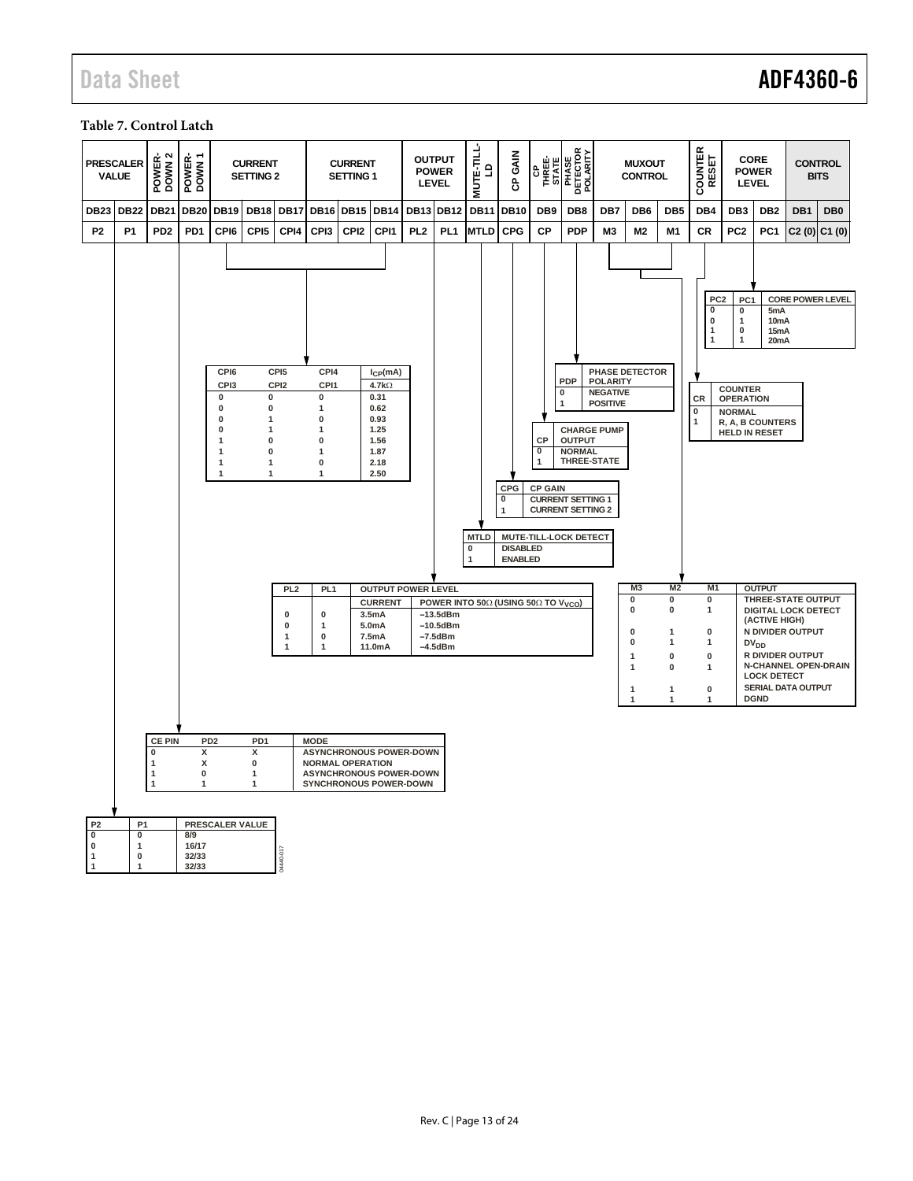**Table 7. Control Latch**

| PRESCALER VALUE | | POWER-DOWN 2 | POWER-DOWN 1 | CURRENT SETTING 2 | | | CURRENT SETTING 1 | | | OUTPUT POWER LEVEL | | MUTE-TILL-LD | CP GAIN | CP THREE-STATE | PHASE DETECTOR POLARITY | MUXOUT CONTROL | | | COUNTER RESET | CORE POWER LEVEL | | CONTROL BITS | |
|---|---|---|---|---|---|---|---|---|---|---|---|---|---|---|---|---|---|---|---|---|---|---|---|
| DB23 | DB22 | DB21 | DB20 | DB19 | DB18 | DB17 | DB16 | DB15 | DB14 | DB13 | DB12 | DB11 | DB10 | DB9 | DB8 | DB7 | DB6 | DB5 | DB4 | DB3 | DB2 | DB1 | DB0 |
| P2 | P1 | PD2 | PD1 | CPI6 | CPI5 | CPI4 | CPI3 | CPI2 | CPI1 | PL2 | PL1 | MTLD | CPG | CP | PDP | M3 | M2 | M1 | CR | PC2 | PC1 | C2 (0) | C1 (0) |

| PC2 | PC1 | CORE POWER LEVEL |
|---|---|---|
| 0 | 0 | 5mA |
| 0 | 1 | 10mA |
| 1 | 0 | 15mA |
| 1 | 1 | 20mA |

| CPI6 | CPI5 | CPI4 | $I_{CP}$(mA) |
|---|---|---|---|
| CPI3 | CPI2 | CPI1 | 4.7kΩ |
| 0 | 0 | 0 | 0.31 |
| 0 | 0 | 1 | 0.62 |
| 0 | 1 | 0 | 0.93 |
| 0 | 1 | 1 | 1.25 |
| 1 | 0 | 0 | 1.56 |
| 1 | 0 | 1 | 1.87 |
| 1 | 1 | 0 | 2.18 |
| 1 | 1 | 1 | 2.50 |

| PDP | PHASE DETECTOR POLARITY |
|---|---|
| 0 | NEGATIVE |
| 1 | POSITIVE |

| CR | COUNTER OPERATION |
|---|---|
| 0 | NORMAL |
| 1 | R, A, B COUNTERS HELD IN RESET |

| CP | CHARGE PUMP OUTPUT |
|---|---|
| 0 | NORMAL |
| 1 | THREE-STATE |

| CPG | CP GAIN |
|---|---|
| 0 | CURRENT SETTING 1 |
| 1 | CURRENT SETTING 2 |

| MTLD | MUTE-TILL-LOCK DETECT |
|---|---|
| 0 | DISABLED |
| 1 | ENABLED |

| PL2 | PL1 | OUTPUT POWER LEVEL CURRENT | POWER INTO 50Ω (USING 50Ω TO $V_{VCO}$) |
|---|---|---|---|
| 0 | 0 | 3.5mA | −13.5dBm |
| 0 | 1 | 5.0mA | −10.5dBm |
| 1 | 0 | 7.5mA | −7.5dBm |
| 1 | 1 | 11.0mA | −4.5dBm |

| M3 | M2 | M1 | OUTPUT |
|---|---|---|---|
| 0 | 0 | 0 | THREE-STATE OUTPUT |
| 0 | 0 | 1 | DIGITAL LOCK DETECT (ACTIVE HIGH) |
| 0 | 1 | 0 | N DIVIDER OUTPUT |
| 0 | 1 | 1 | $DV_{DD}$ |
| 1 | 0 | 0 | R DIVIDER OUTPUT |
| 1 | 0 | 1 | N-CHANNEL OPEN-DRAIN LOCK DETECT |
| 1 | 1 | 0 | SERIAL DATA OUTPUT |
| 1 | 1 | 1 | DGND |

| CE PIN | PD2 | PD1 | MODE |
|---|---|---|---|
| 0 | X | X | ASYNCHRONOUS POWER-DOWN |
| 1 | X | 0 | NORMAL OPERATION |
| 1 | 0 | 1 | ASYNCHRONOUS POWER-DOWN |
| 1 | 1 | 1 | SYNCHRONOUS POWER-DOWN |

| P2 | P1 | PRESCALER VALUE |
|---|---|---|
| 0 | 0 | 8/9 |
| 0 | 1 | 16/17 |
| 1 | 0 | 32/33 |
| 1 | 1 | 32/33 |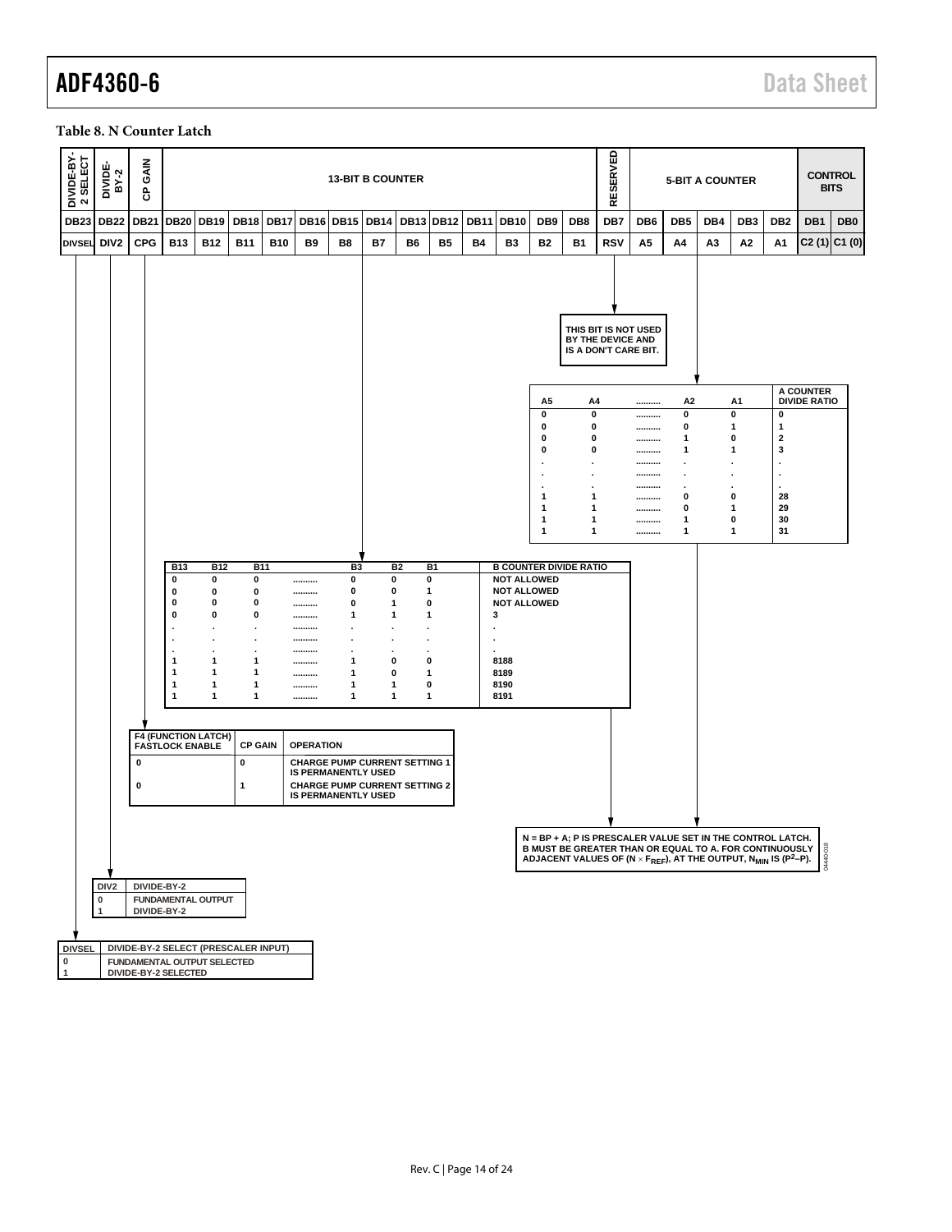**Table 8. N Counter Latch**

| DIVIDE-BY-2 SELECT | DIVIDE-BY-2 | CP GAIN | 13-BIT B COUNTER | | | | | | | | | | | | | RESERVED | 5-BIT A COUNTER | | | | | CONTROL BITS | |
|---|---|---|---|---|---|---|---|---|---|---|---|---|---|---|---|---|---|---|---|---|---|---|---|
| DB23 | DB22 | DB21 | DB20 | DB19 | DB18 | DB17 | DB16 | DB15 | DB14 | DB13 | DB12 | DB11 | DB10 | DB9 | DB8 | DB7 | DB6 | DB5 | DB4 | DB3 | DB2 | DB1 | DB0 |
| DIVSEL | DIV2 | CPG | B13 | B12 | B11 | B10 | B9 | B8 | B7 | B6 | B5 | B4 | B3 | B2 | B1 | RSV | A5 | A4 | A3 | A2 | A1 | C2 (1) | C1 (0) |

RSV: THIS BIT IS NOT USED BY THE DEVICE AND IS A DON'T CARE BIT.

| A5 | A4 | .......... | A2 | A1 | A COUNTER DIVIDE RATIO |
|---|---|---|---|---|---|
| 0 | 0 | .......... | 0 | 0 | 0 |
| 0 | 0 | .......... | 0 | 1 | 1 |
| 0 | 0 | .......... | 1 | 0 | 2 |
| 0 | 0 | .......... | 1 | 1 | 3 |
| . | . | .......... | . | . | . |
| . | . | .......... | . | . | . |
| . | . | .......... | . | . | . |
| 1 | 1 | .......... | 0 | 0 | 28 |
| 1 | 1 | .......... | 0 | 1 | 29 |
| 1 | 1 | .......... | 1 | 0 | 30 |
| 1 | 1 | .......... | 1 | 1 | 31 |

| B13 | B12 | B11 | .......... | B3 | B2 | B1 | B COUNTER DIVIDE RATIO |
|---|---|---|---|---|---|---|---|
| 0 | 0 | 0 | .......... | 0 | 0 | 0 | NOT ALLOWED |
| 0 | 0 | 0 | .......... | 0 | 0 | 1 | NOT ALLOWED |
| 0 | 0 | 0 | .......... | 0 | 1 | 0 | NOT ALLOWED |
| 0 | 0 | 0 | .......... | 1 | 1 | 1 | 3 |
| . | . | . | .......... | . | . | . | . |
| . | . | . | .......... | . | . | . | . |
| . | . | . | .......... | . | . | . | . |
| 1 | 1 | 1 | .......... | 1 | 0 | 0 | 8188 |
| 1 | 1 | 1 | .......... | 1 | 0 | 1 | 8189 |
| 1 | 1 | 1 | .......... | 1 | 1 | 0 | 8190 |
| 1 | 1 | 1 | .......... | 1 | 1 | 1 | 8191 |

| F4 (FUNCTION LATCH) FASTLOCK ENABLE | CP GAIN | OPERATION |
|---|---|---|
| 0 | 0 | CHARGE PUMP CURRENT SETTING 1 IS PERMANENTLY USED |
| 0 | 1 | CHARGE PUMP CURRENT SETTING 2 IS PERMANENTLY USED |

N = BP + A; P IS PRESCALER VALUE SET IN THE CONTROL LATCH. B MUST BE GREATER THAN OR EQUAL TO A. FOR CONTINUOUSLY ADJACENT VALUES OF ($N \times F_{REF}$), AT THE OUTPUT, $N_{MIN}$ IS ($P^2$–P).

| DIV2 | DIVIDE-BY-2 |
|---|---|
| 0 | FUNDAMENTAL OUTPUT |
| 1 | DIVIDE-BY-2 |

| DIVSEL | DIVIDE-BY-2 SELECT (PRESCALER INPUT) |
|---|---|
| 0 | FUNDAMENTAL OUTPUT SELECTED |
| 1 | DIVIDE-BY-2 SELECTED |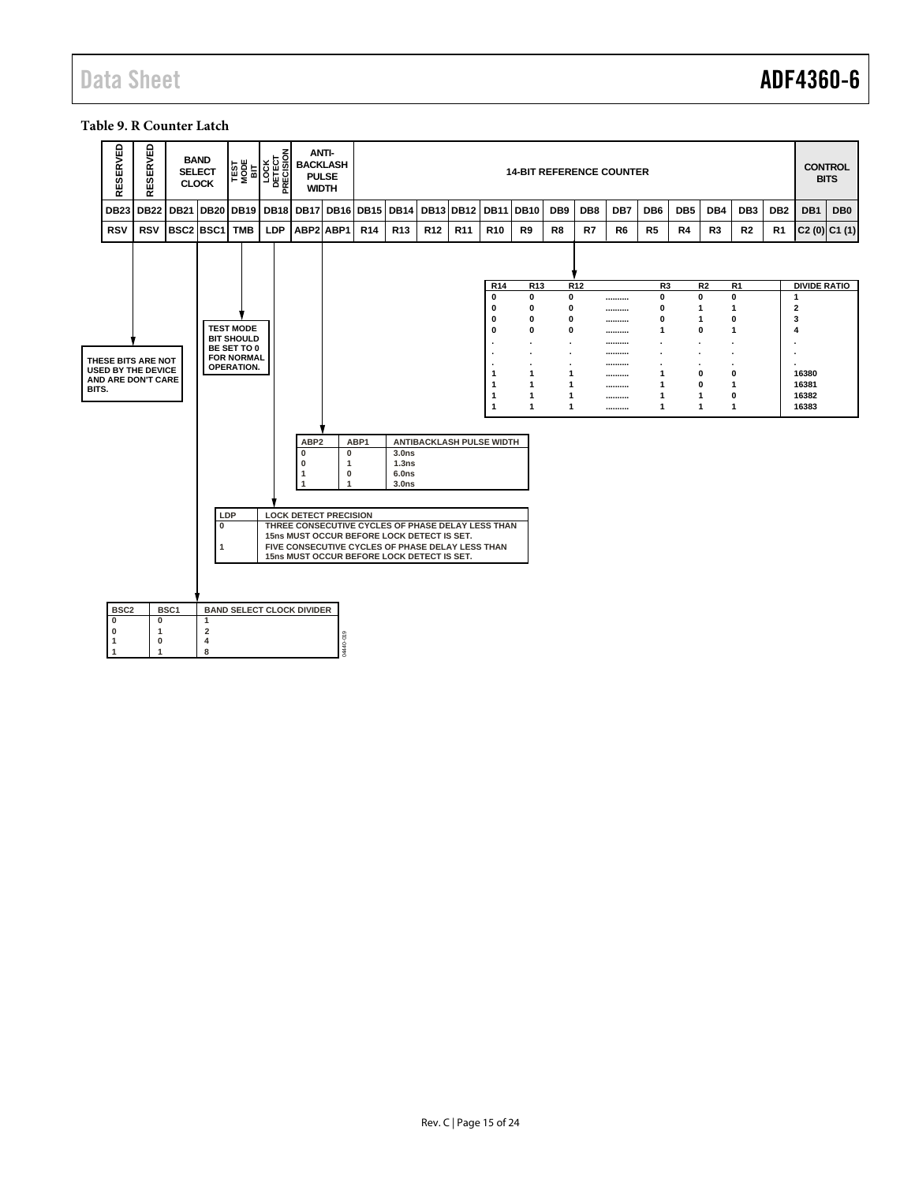**Table 9. R Counter Latch**

| RESERVED | RESERVED | BAND SELECT CLOCK | | TEST MODE BIT | LOCK DETECT PRECISION | ANTI-BACKLASH PULSE WIDTH | | 14-BIT REFERENCE COUNTER | | | | | | | | | | | | | | CONTROL BITS | |
|---|---|---|---|---|---|---|---|---|---|---|---|---|---|---|---|---|---|---|---|---|---|---|---|
| DB23 | DB22 | DB21 | DB20 | DB19 | DB18 | DB17 | DB16 | DB15 | DB14 | DB13 | DB12 | DB11 | DB10 | DB9 | DB8 | DB7 | DB6 | DB5 | DB4 | DB3 | DB2 | DB1 | DB0 |
| RSV | RSV | BSC2 | BSC1 | TMB | LDP | ABP2 | ABP1 | R14 | R13 | R12 | R11 | R10 | R9 | R8 | R7 | R6 | R5 | R4 | R3 | R2 | R1 | C2 (0) | C1 (1) |

THESE BITS ARE NOT USED BY THE DEVICE AND ARE DON'T CARE BITS.

TEST MODE BIT SHOULD BE SET TO 0 FOR NORMAL OPERATION.

| R14 | R13 | R12 | .......... | R3 | R2 | R1 | DIVIDE RATIO |
|---|---|---|---|---|---|---|---|
| 0 | 0 | 0 | .......... | 0 | 0 | 0 | 1 |
| 0 | 0 | 0 | .......... | 0 | 1 | 1 | 2 |
| 0 | 0 | 0 | .......... | 0 | 1 | 0 | 3 |
| 0 | 0 | 0 | .......... | 1 | 0 | 1 | 4 |
| . | . | . | .......... | . | . | . | . |
| . | . | . | .......... | . | . | . | . |
| . | . | . | .......... | . | . | . | . |
| 1 | 1 | 1 | .......... | 1 | 0 | 0 | 16380 |
| 1 | 1 | 1 | .......... | 1 | 0 | 1 | 16381 |
| 1 | 1 | 1 | .......... | 1 | 1 | 0 | 16382 |
| 1 | 1 | 1 | .......... | 1 | 1 | 1 | 16383 |

| ABP2 | ABP1 | ANTIBACKLASH PULSE WIDTH |
|---|---|---|
| 0 | 0 | 3.0ns |
| 0 | 1 | 1.3ns |
| 1 | 0 | 6.0ns |
| 1 | 1 | 3.0ns |

| LDP | LOCK DETECT PRECISION |
|---|---|
| 0 | THREE CONSECUTIVE CYCLES OF PHASE DELAY LESS THAN 15ns MUST OCCUR BEFORE LOCK DETECT IS SET. |
| 1 | FIVE CONSECUTIVE CYCLES OF PHASE DELAY LESS THAN 15ns MUST OCCUR BEFORE LOCK DETECT IS SET. |

| BSC2 | BSC1 | BAND SELECT CLOCK DIVIDER |
|---|---|---|
| 0 | 0 | 1 |
| 0 | 1 | 2 |
| 1 | 0 | 4 |
| 1 | 1 | 8 |

04440-019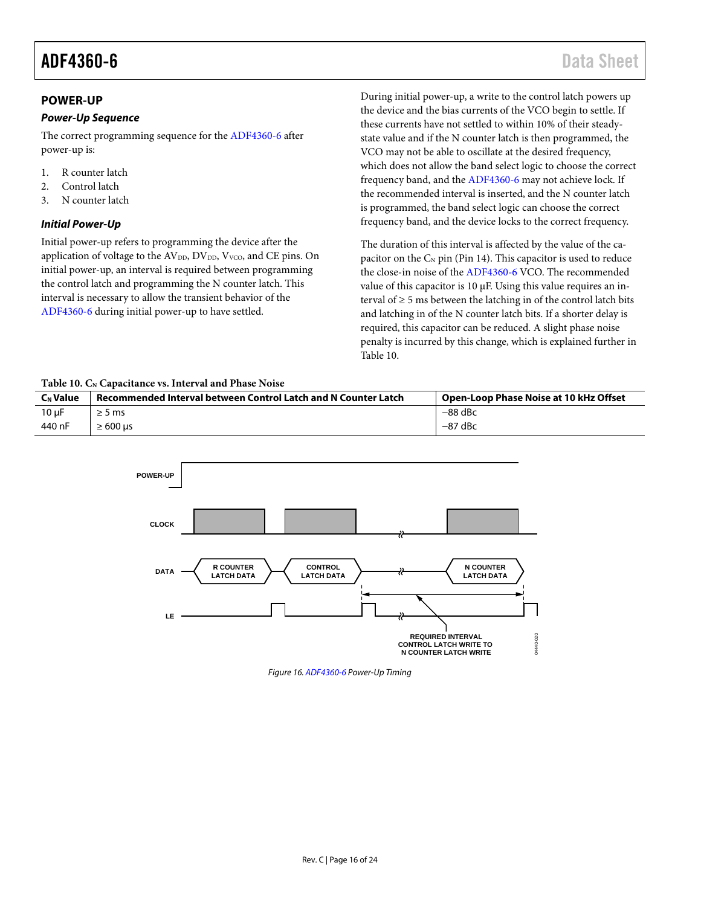## POWER-UP

### *Power-Up Sequence*

The correct programming sequence for the ADF4360-6 after power-up is:

1. R counter latch
2. Control latch
3. N counter latch

### *Initial Power-Up*

Initial power-up refers to programming the device after the application of voltage to the $AV_{DD}$, $DV_{DD}$, $V_{VCO}$, and CE pins. On initial power-up, an interval is required between programming the control latch and programming the N counter latch. This interval is necessary to allow the transient behavior of the ADF4360-6 during initial power-up to have settled.

During initial power-up, a write to the control latch powers up the device and the bias currents of the VCO begin to settle. If these currents have not settled to within 10% of their steady-state value and if the N counter latch is then programmed, the VCO may not be able to oscillate at the desired frequency, which does not allow the band select logic to choose the correct frequency band, and the ADF4360-6 may not achieve lock. If the recommended interval is inserted, and the N counter latch is programmed, the band select logic can choose the correct frequency band, and the device locks to the correct frequency.

The duration of this interval is affected by the value of the capacitor on the $C_N$ pin (Pin 14). This capacitor is used to reduce the close-in noise of the ADF4360-6 VCO. The recommended value of this capacitor is 10 μF. Using this value requires an interval of ≥ 5 ms between the latching in of the control latch bits and latching in of the N counter latch bits. If a shorter delay is required, this capacitor can be reduced. A slight phase noise penalty is incurred by this change, which is explained further in Table 10.

**Table 10. $C_N$ Capacitance vs. Interval and Phase Noise**

| $C_N$ Value | Recommended Interval between Control Latch and N Counter Latch | Open-Loop Phase Noise at 10 kHz Offset |
|---|---|---|
| 10 μF | ≥ 5 ms | −88 dBc |
| 440 nF | ≥ 600 μs | −87 dBc |

*Figure 16. ADF4360-6 Power-Up Timing*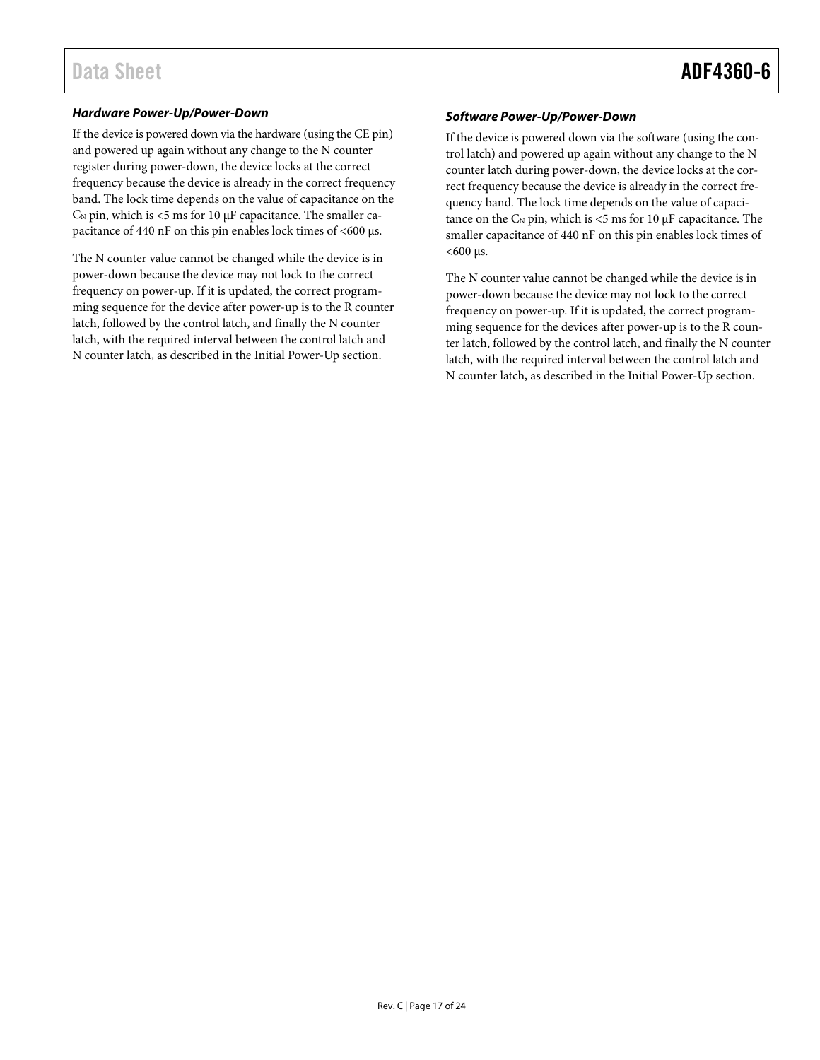### *Hardware Power-Up/Power-Down*

If the device is powered down via the hardware (using the CE pin) and powered up again without any change to the N counter register during power-down, the device locks at the correct frequency because the device is already in the correct frequency band. The lock time depends on the value of capacitance on the $C_N$ pin, which is <5 ms for 10 µF capacitance. The smaller capacitance of 440 nF on this pin enables lock times of <600 µs.

The N counter value cannot be changed while the device is in power-down because the device may not lock to the correct frequency on power-up. If it is updated, the correct programming sequence for the device after power-up is to the R counter latch, followed by the control latch, and finally the N counter latch, with the required interval between the control latch and N counter latch, as described in the Initial Power-Up section.

### *Software Power-Up/Power-Down*

If the device is powered down via the software (using the control latch) and powered up again without any change to the N counter latch during power-down, the device locks at the correct frequency because the device is already in the correct frequency band. The lock time depends on the value of capacitance on the $C_N$ pin, which is <5 ms for 10 µF capacitance. The smaller capacitance of 440 nF on this pin enables lock times of <600 µs.

The N counter value cannot be changed while the device is in power-down because the device may not lock to the correct frequency on power-up. If it is updated, the correct programming sequence for the devices after power-up is to the R counter latch, followed by the control latch, and finally the N counter latch, with the required interval between the control latch and N counter latch, as described in the Initial Power-Up section.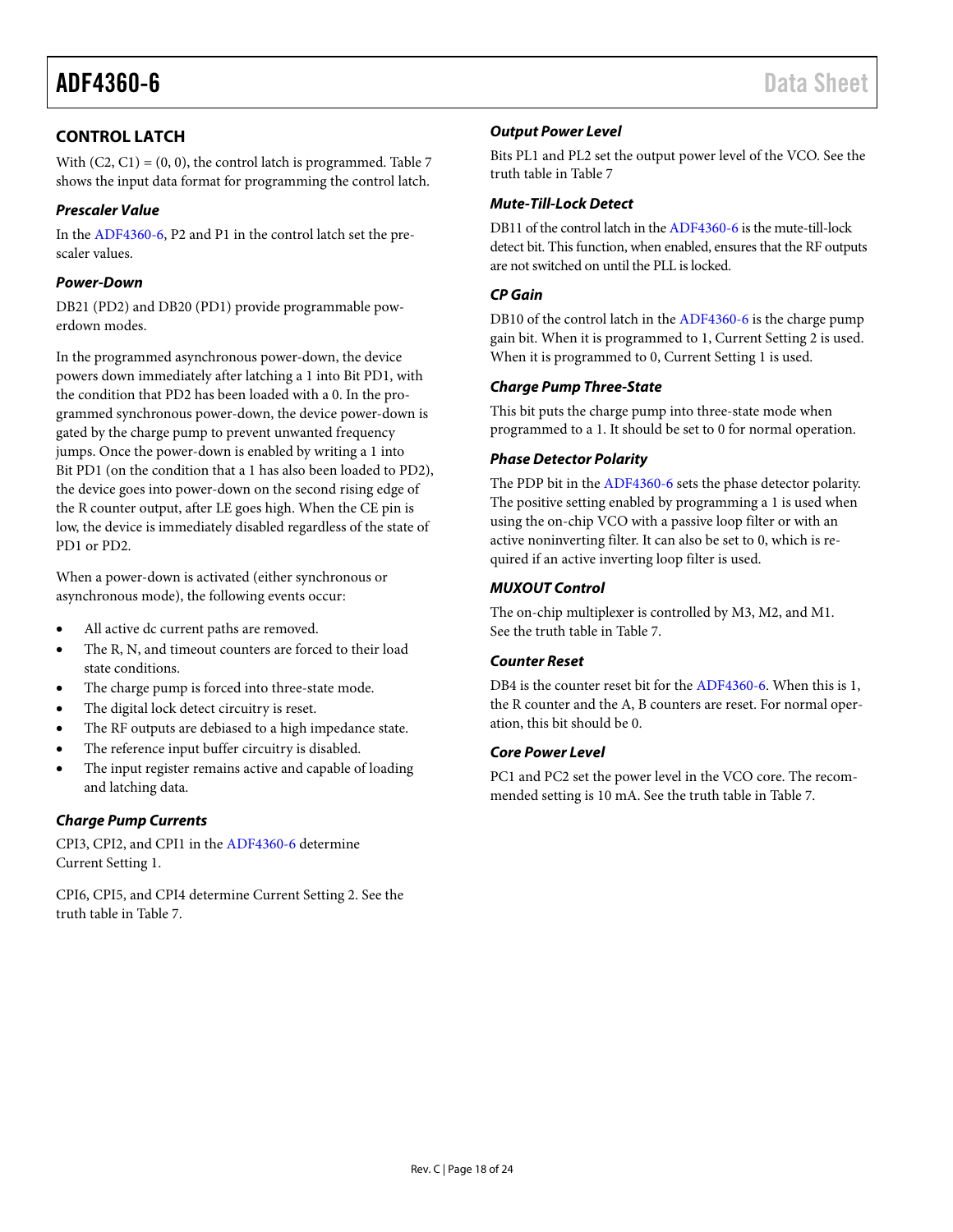## CONTROL LATCH

With (C2, C1) = (0, 0), the control latch is programmed. Table 7 shows the input data format for programming the control latch.

### Prescaler Value

In the ADF4360-6, P2 and P1 in the control latch set the prescaler values.

### Power-Down

DB21 (PD2) and DB20 (PD1) provide programmable powerdown modes.

In the programmed asynchronous power-down, the device powers down immediately after latching a 1 into Bit PD1, with the condition that PD2 has been loaded with a 0. In the programmed synchronous power-down, the device power-down is gated by the charge pump to prevent unwanted frequency jumps. Once the power-down is enabled by writing a 1 into Bit PD1 (on the condition that a 1 has also been loaded to PD2), the device goes into power-down on the second rising edge of the R counter output, after LE goes high. When the CE pin is low, the device is immediately disabled regardless of the state of PD1 or PD2.

When a power-down is activated (either synchronous or asynchronous mode), the following events occur:

- All active dc current paths are removed.
- The R, N, and timeout counters are forced to their load state conditions.
- The charge pump is forced into three-state mode.
- The digital lock detect circuitry is reset.
- The RF outputs are debiased to a high impedance state.
- The reference input buffer circuitry is disabled.
- The input register remains active and capable of loading and latching data.

### Charge Pump Currents

CPI3, CPI2, and CPI1 in the ADF4360-6 determine Current Setting 1.

CPI6, CPI5, and CPI4 determine Current Setting 2. See the truth table in Table 7.

### Output Power Level

Bits PL1 and PL2 set the output power level of the VCO. See the truth table in Table 7

### Mute-Till-Lock Detect

DB11 of the control latch in the ADF4360-6 is the mute-till-lock detect bit. This function, when enabled, ensures that the RF outputs are not switched on until the PLL is locked.

### CP Gain

DB10 of the control latch in the ADF4360-6 is the charge pump gain bit. When it is programmed to 1, Current Setting 2 is used. When it is programmed to 0, Current Setting 1 is used.

### Charge Pump Three-State

This bit puts the charge pump into three-state mode when programmed to a 1. It should be set to 0 for normal operation.

### Phase Detector Polarity

The PDP bit in the ADF4360-6 sets the phase detector polarity. The positive setting enabled by programming a 1 is used when using the on-chip VCO with a passive loop filter or with an active noninverting filter. It can also be set to 0, which is required if an active inverting loop filter is used.

### MUXOUT Control

The on-chip multiplexer is controlled by M3, M2, and M1. See the truth table in Table 7.

### Counter Reset

DB4 is the counter reset bit for the ADF4360-6. When this is 1, the R counter and the A, B counters are reset. For normal operation, this bit should be 0.

### Core Power Level

PC1 and PC2 set the power level in the VCO core. The recommended setting is 10 mA. See the truth table in Table 7.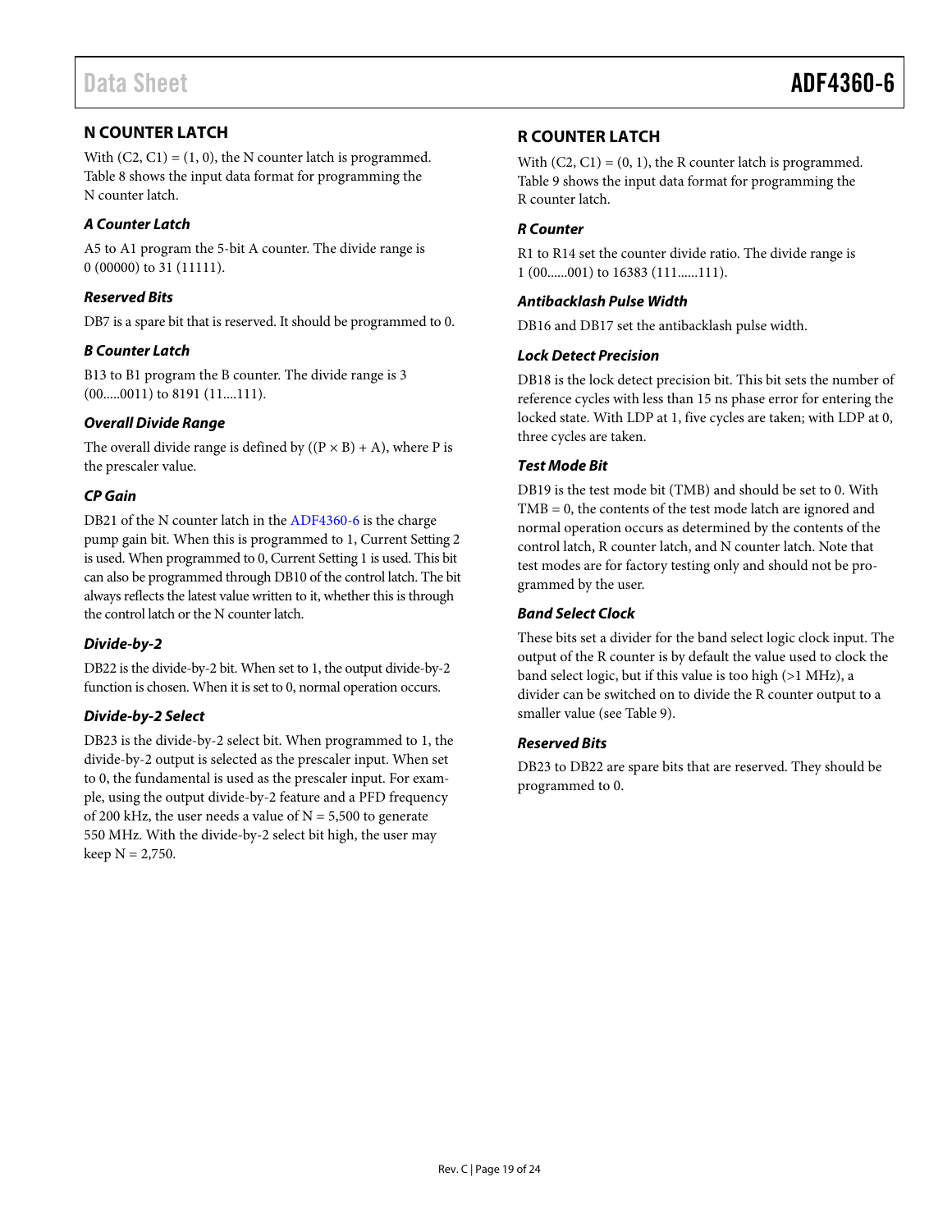## N COUNTER LATCH

With (C2, C1) = (1, 0), the N counter latch is programmed. Table 8 shows the input data format for programming the N counter latch.

### *A Counter Latch*

A5 to A1 program the 5-bit A counter. The divide range is 0 (00000) to 31 (11111).

### *Reserved Bits*

DB7 is a spare bit that is reserved. It should be programmed to 0.

### *B Counter Latch*

B13 to B1 program the B counter. The divide range is 3 (00.....0011) to 8191 (11....111).

### *Overall Divide Range*

The overall divide range is defined by (($P \times B$) + A), where P is the prescaler value.

### *CP Gain*

DB21 of the N counter latch in the ADF4360-6 is the charge pump gain bit. When this is programmed to 1, Current Setting 2 is used. When programmed to 0, Current Setting 1 is used. This bit can also be programmed through DB10 of the control latch. The bit always reflects the latest value written to it, whether this is through the control latch or the N counter latch.

### *Divide-by-2*

DB22 is the divide-by-2 bit. When set to 1, the output divide-by-2 function is chosen. When it is set to 0, normal operation occurs.

### *Divide-by-2 Select*

DB23 is the divide-by-2 select bit. When programmed to 1, the divide-by-2 output is selected as the prescaler input. When set to 0, the fundamental is used as the prescaler input. For example, using the output divide-by-2 feature and a PFD frequency of 200 kHz, the user needs a value of N = 5,500 to generate 550 MHz. With the divide-by-2 select bit high, the user may keep N = 2,750.

## R COUNTER LATCH

With (C2, C1) = (0, 1), the R counter latch is programmed. Table 9 shows the input data format for programming the R counter latch.

### *R Counter*

R1 to R14 set the counter divide ratio. The divide range is 1 (00......001) to 16383 (111......111).

### *Antibacklash Pulse Width*

DB16 and DB17 set the antibacklash pulse width.

### *Lock Detect Precision*

DB18 is the lock detect precision bit. This bit sets the number of reference cycles with less than 15 ns phase error for entering the locked state. With LDP at 1, five cycles are taken; with LDP at 0, three cycles are taken.

### *Test Mode Bit*

DB19 is the test mode bit (TMB) and should be set to 0. With TMB = 0, the contents of the test mode latch are ignored and normal operation occurs as determined by the contents of the control latch, R counter latch, and N counter latch. Note that test modes are for factory testing only and should not be programmed by the user.

### *Band Select Clock*

These bits set a divider for the band select logic clock input. The output of the R counter is by default the value used to clock the band select logic, but if this value is too high (>1 MHz), a divider can be switched on to divide the R counter output to a smaller value (see Table 9).

### *Reserved Bits*

DB23 to DB22 are spare bits that are reserved. They should be programmed to 0.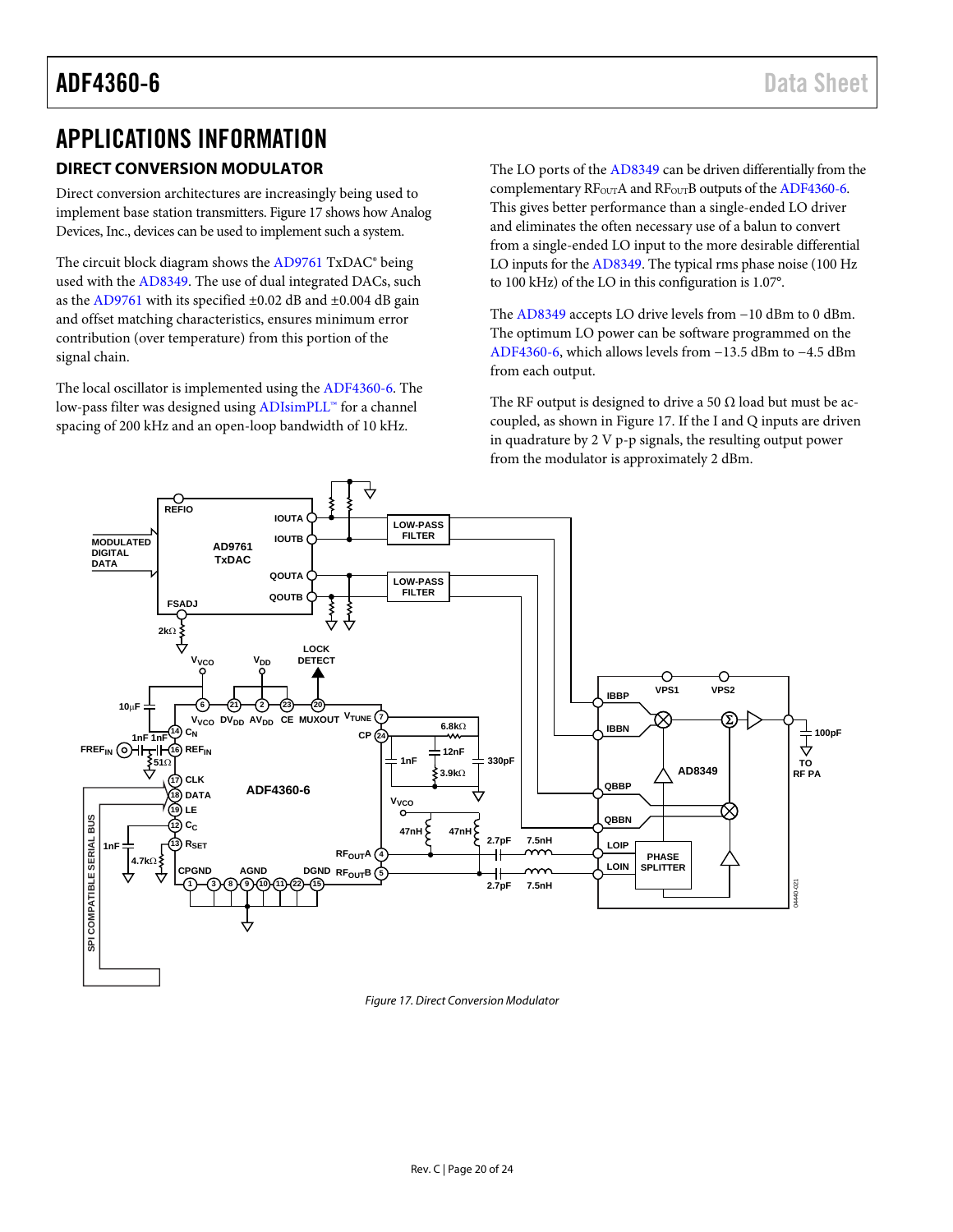# APPLICATIONS INFORMATION

## DIRECT CONVERSION MODULATOR

Direct conversion architectures are increasingly being used to implement base station transmitters. Figure 17 shows how Analog Devices, Inc., devices can be used to implement such a system.

The circuit block diagram shows the AD9761 TxDAC® being used with the AD8349. The use of dual integrated DACs, such as the AD9761 with its specified ±0.02 dB and ±0.004 dB gain and offset matching characteristics, ensures minimum error contribution (over temperature) from this portion of the signal chain.

The local oscillator is implemented using the ADF4360-6. The low-pass filter was designed using ADIsimPLL™ for a channel spacing of 200 kHz and an open-loop bandwidth of 10 kHz.

The LO ports of the AD8349 can be driven differentially from the complementary $RF_{OUT}A$ and $RF_{OUT}B$ outputs of the ADF4360-6. This gives better performance than a single-ended LO driver and eliminates the often necessary use of a balun to convert from a single-ended LO input to the more desirable differential LO inputs for the AD8349. The typical rms phase noise (100 Hz to 100 kHz) of the LO in this configuration is 1.07°.

The AD8349 accepts LO drive levels from −10 dBm to 0 dBm. The optimum LO power can be software programmed on the ADF4360-6, which allows levels from −13.5 dBm to −4.5 dBm from each output.

The RF output is designed to drive a 50 Ω load but must be ac-coupled, as shown in Figure 17. If the I and Q inputs are driven in quadrature by 2 V p-p signals, the resulting output power from the modulator is approximately 2 dBm.

*Figure 17. Direct Conversion Modulator*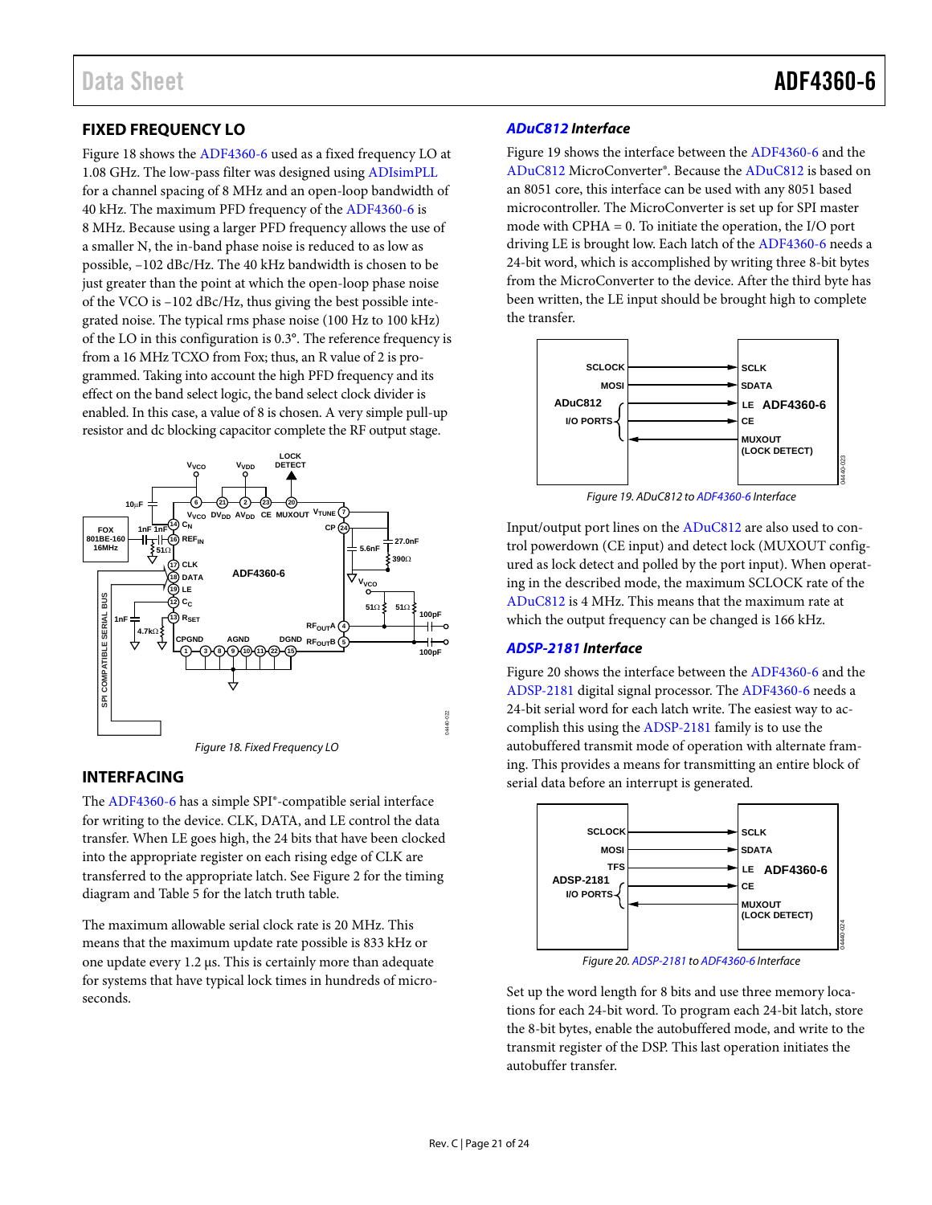## FIXED FREQUENCY LO

Figure 18 shows the ADF4360-6 used as a fixed frequency LO at 1.08 GHz. The low-pass filter was designed using ADIsimPLL for a channel spacing of 8 MHz and an open-loop bandwidth of 40 kHz. The maximum PFD frequency of the ADF4360-6 is 8 MHz. Because using a larger PFD frequency allows the use of a smaller N, the in-band phase noise is reduced to as low as possible, –102 dBc/Hz. The 40 kHz bandwidth is chosen to be just greater than the point at which the open-loop phase noise of the VCO is –102 dBc/Hz, thus giving the best possible integrated noise. The typical rms phase noise (100 Hz to 100 kHz) of the LO in this configuration is 0.3°. The reference frequency is from a 16 MHz TCXO from Fox; thus, an R value of 2 is programmed. Taking into account the high PFD frequency and its effect on the band select logic, the band select clock divider is enabled. In this case, a value of 8 is chosen. A very simple pull-up resistor and dc blocking capacitor complete the RF output stage.

Figure 18. Fixed Frequency LO

## INTERFACING

The ADF4360-6 has a simple SPI®-compatible serial interface for writing to the device. CLK, DATA, and LE control the data transfer. When LE goes high, the 24 bits that have been clocked into the appropriate register on each rising edge of CLK are transferred to the appropriate latch. See Figure 2 for the timing diagram and Table 5 for the latch truth table.

The maximum allowable serial clock rate is 20 MHz. This means that the maximum update rate possible is 833 kHz or one update every 1.2 μs. This is certainly more than adequate for systems that have typical lock times in hundreds of microseconds.

### ADuC812 Interface

Figure 19 shows the interface between the ADF4360-6 and the ADuC812 MicroConverter®. Because the ADuC812 is based on an 8051 core, this interface can be used with any 8051 based microcontroller. The MicroConverter is set up for SPI master mode with CPHA = 0. To initiate the operation, the I/O port driving LE is brought low. Each latch of the ADF4360-6 needs a 24-bit word, which is accomplished by writing three 8-bit bytes from the MicroConverter to the device. After the third byte has been written, the LE input should be brought high to complete the transfer.

Figure 19. ADuC812 to ADF4360-6 Interface

Input/output port lines on the ADuC812 are also used to control powerdown (CE input) and detect lock (MUXOUT configured as lock detect and polled by the port input). When operating in the described mode, the maximum SCLOCK rate of the ADuC812 is 4 MHz. This means that the maximum rate at which the output frequency can be changed is 166 kHz.

### ADSP-2181 Interface

Figure 20 shows the interface between the ADF4360-6 and the ADSP-2181 digital signal processor. The ADF4360-6 needs a 24-bit serial word for each latch write. The easiest way to accomplish this using the ADSP-2181 family is to use the autobuffered transmit mode of operation with alternate framing. This provides a means for transmitting an entire block of serial data before an interrupt is generated.

Figure 20. ADSP-2181 to ADF4360-6 Interface

Set up the word length for 8 bits and use three memory locations for each 24-bit word. To program each 24-bit latch, store the 8-bit bytes, enable the autobuffered mode, and write to the transmit register of the DSP. This last operation initiates the autobuffer transfer.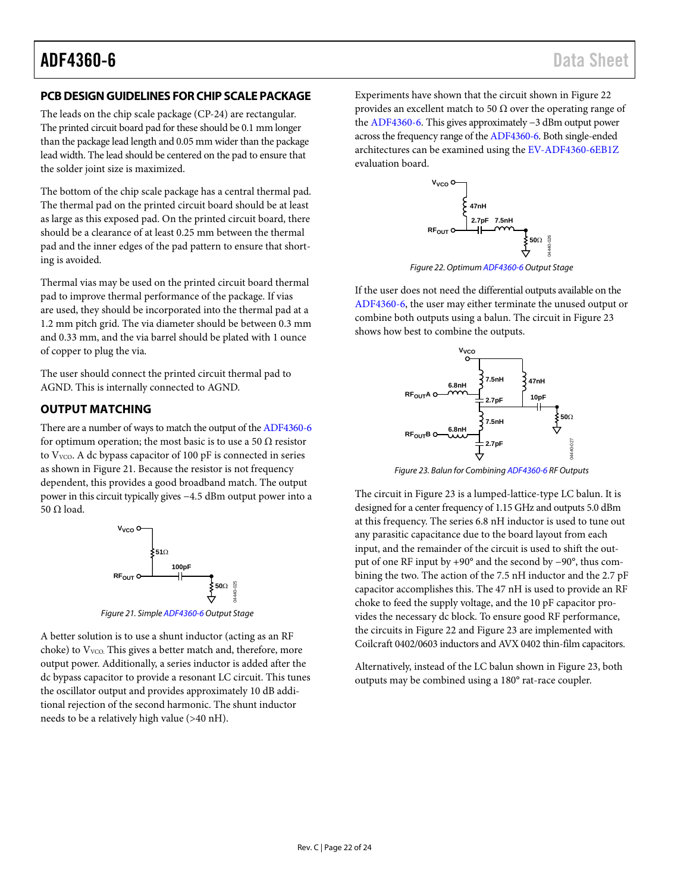## PCB DESIGN GUIDELINES FOR CHIP SCALE PACKAGE

The leads on the chip scale package (CP-24) are rectangular. The printed circuit board pad for these should be 0.1 mm longer than the package lead length and 0.05 mm wider than the package lead width. The lead should be centered on the pad to ensure that the solder joint size is maximized.

The bottom of the chip scale package has a central thermal pad. The thermal pad on the printed circuit board should be at least as large as this exposed pad. On the printed circuit board, there should be a clearance of at least 0.25 mm between the thermal pad and the inner edges of the pad pattern to ensure that shorting is avoided.

Thermal vias may be used on the printed circuit board thermal pad to improve thermal performance of the package. If vias are used, they should be incorporated into the thermal pad at a 1.2 mm pitch grid. The via diameter should be between 0.3 mm and 0.33 mm, and the via barrel should be plated with 1 ounce of copper to plug the via.

The user should connect the printed circuit thermal pad to AGND. This is internally connected to AGND.

## OUTPUT MATCHING

There are a number of ways to match the output of the ADF4360-6 for optimum operation; the most basic is to use a 50 Ω resistor to $V_{VCO}$. A dc bypass capacitor of 100 pF is connected in series as shown in Figure 21. Because the resistor is not frequency dependent, this provides a good broadband match. The output power in this circuit typically gives −4.5 dBm output power into a 50 Ω load.

*Figure 21. Simple ADF4360-6 Output Stage*

A better solution is to use a shunt inductor (acting as an RF choke) to $V_{VCO}$. This gives a better match and, therefore, more output power. Additionally, a series inductor is added after the dc bypass capacitor to provide a resonant LC circuit. This tunes the oscillator output and provides approximately 10 dB additional rejection of the second harmonic. The shunt inductor needs to be a relatively high value (>40 nH).

Experiments have shown that the circuit shown in Figure 22 provides an excellent match to 50 Ω over the operating range of the ADF4360-6. This gives approximately −3 dBm output power across the frequency range of the ADF4360-6. Both single-ended architectures can be examined using the EV-ADF4360-6EB1Z evaluation board.

*Figure 22. Optimum ADF4360-6 Output Stage*

If the user does not need the differential outputs available on the ADF4360-6, the user may either terminate the unused output or combine both outputs using a balun. The circuit in Figure 23 shows how best to combine the outputs.

*Figure 23. Balun for Combining ADF4360-6 RF Outputs*

The circuit in Figure 23 is a lumped-lattice-type LC balun. It is designed for a center frequency of 1.15 GHz and outputs 5.0 dBm at this frequency. The series 6.8 nH inductor is used to tune out any parasitic capacitance due to the board layout from each input, and the remainder of the circuit is used to shift the output of one RF input by +90° and the second by −90°, thus combining the two. The action of the 7.5 nH inductor and the 2.7 pF capacitor accomplishes this. The 47 nH is used to provide an RF choke to feed the supply voltage, and the 10 pF capacitor provides the necessary dc block. To ensure good RF performance, the circuits in Figure 22 and Figure 23 are implemented with Coilcraft 0402/0603 inductors and AVX 0402 thin-film capacitors.

Alternatively, instead of the LC balun shown in Figure 23, both outputs may be combined using a 180° rat-race coupler.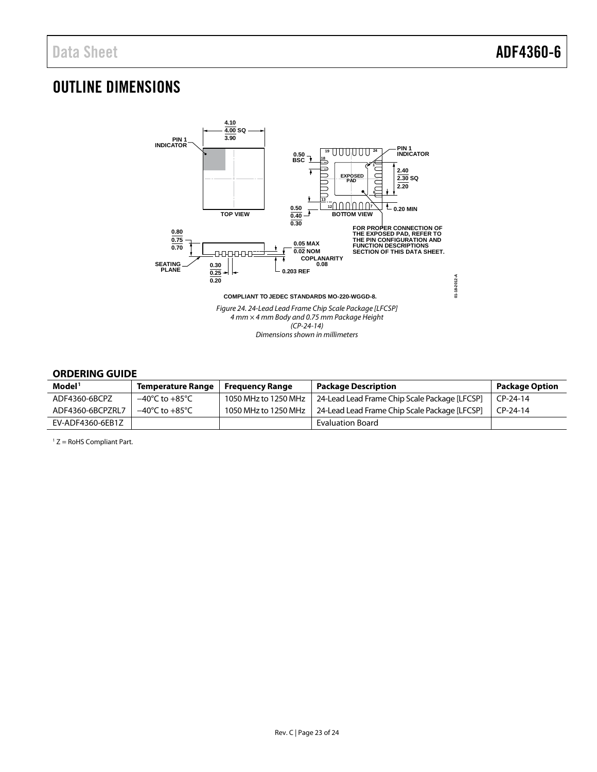# OUTLINE DIMENSIONS

COMPLIANT TO JEDEC STANDARDS MO-220-WGGD-8.

*Figure 24. 24-Lead Lead Frame Chip Scale Package [LFCSP]*
*4 mm × 4 mm Body and 0.75 mm Package Height*
*(CP-24-14)*
*Dimensions shown in millimeters*

## ORDERING GUIDE

| Model[1] | Temperature Range | Frequency Range | Package Description | Package Option |
|---|---|---|---|---|
| ADF4360-6BCPZ | −40°C to +85°C | 1050 MHz to 1250 MHz | 24-Lead Lead Frame Chip Scale Package [LFCSP] | CP-24-14 |
| ADF4360-6BCPZRL7 | −40°C to +85°C | 1050 MHz to 1250 MHz | 24-Lead Lead Frame Chip Scale Package [LFCSP] | CP-24-14 |
| EV-ADF4360-6EB1Z | | | Evaluation Board | |

[1] Z = RoHS Compliant Part.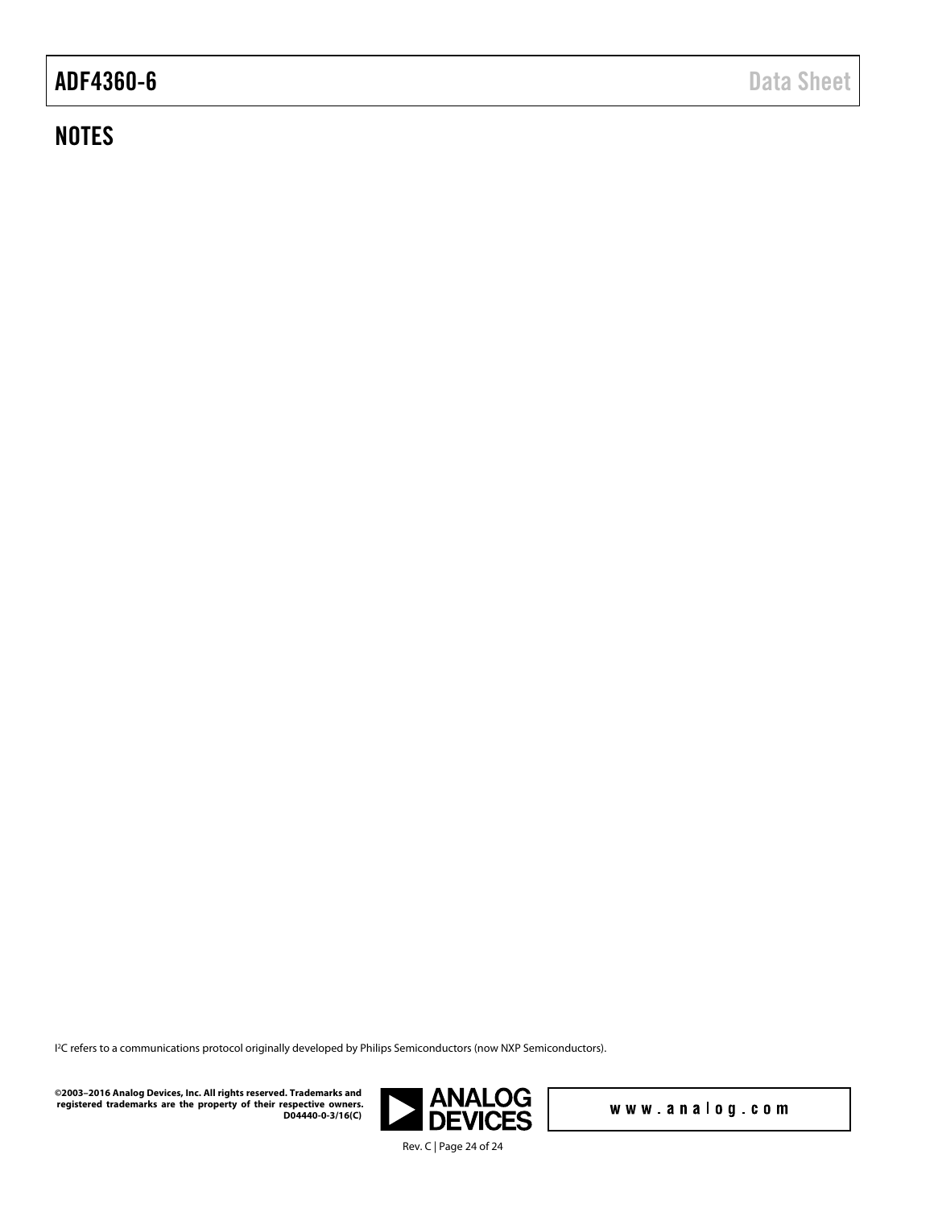## NOTES

I$^2$C refers to a communications protocol originally developed by Philips Semiconductors (now NXP Semiconductors).

**©2003–2016 Analog Devices, Inc. All rights reserved. Trademarks and registered trademarks are the property of their respective owners. D04440-0-3/16(C)**

www.analog.com